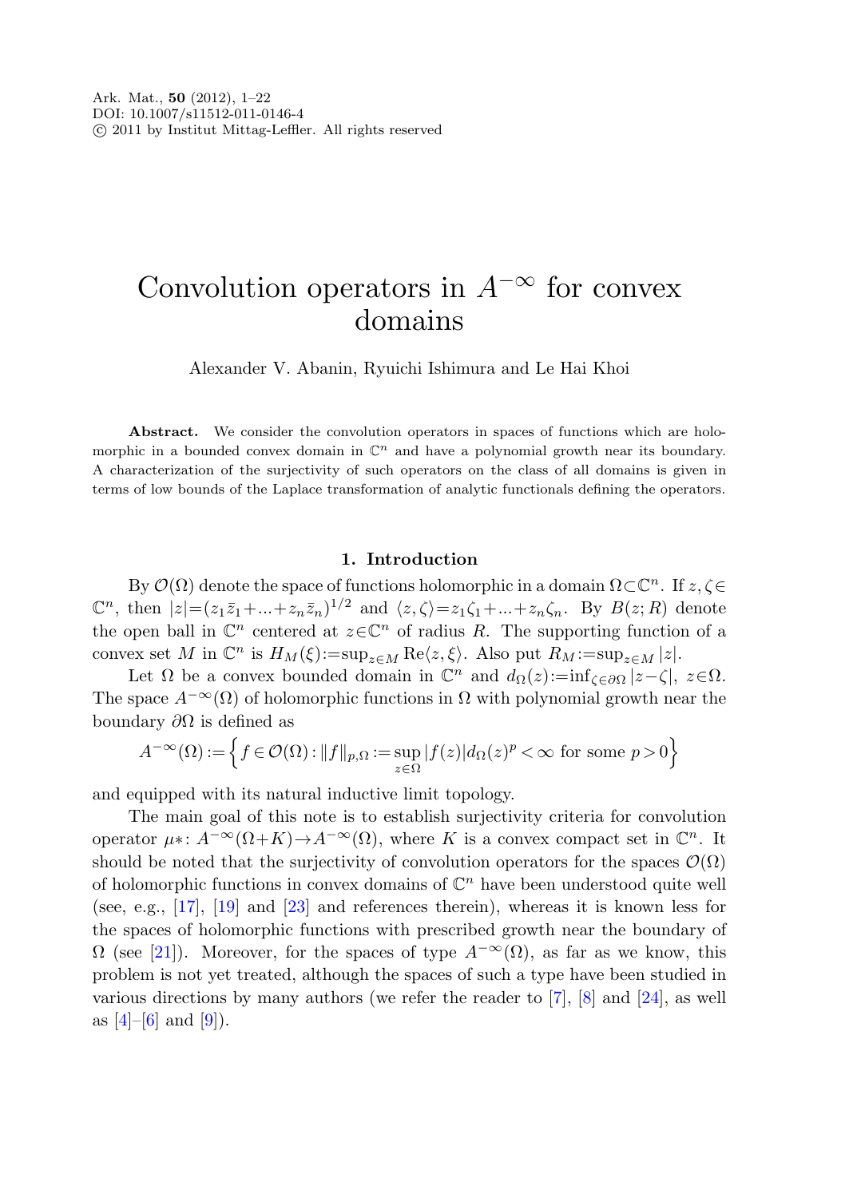# Convolution operators in $A^{-\infty}$ for convex domains

Alexander V. Abanin, Ryuichi Ishimura and Le Hai Khoi

**Abstract.** We consider the convolution operators in spaces of functions which are holomorphic in a bounded convex domain in $\mathbb{C}^n$ and have a polynomial growth near its boundary. A characterization of the surjectivity of such operators on the class of all domains is given in terms of low bounds of the Laplace transformation of analytic functionals defining the operators.

## 1. Introduction

By $\mathcal{O}(\Omega)$ denote the space of functions holomorphic in a domain $\Omega\subset\mathbb{C}^n$. If $z,\zeta\in\mathbb{C}^n$, then $|z|=(z_1\bar{z}_1+...+z_n\bar{z}_n)^{1/2}$ and $\langle z,\zeta\rangle=z_1\zeta_1+...+z_n\zeta_n$. By $B(z;R)$ denote the open ball in $\mathbb{C}^n$ centered at $z\in\mathbb{C}^n$ of radius $R$. The supporting function of a convex set $M$ in $\mathbb{C}^n$ is $H_M(\xi):=\sup_{z\in M}\operatorname{Re}\langle z,\xi\rangle$. Also put $R_M:=\sup_{z\in M}|z|$.

Let $\Omega$ be a convex bounded domain in $\mathbb{C}^n$ and $d_\Omega(z):=\inf_{\zeta\in\partial\Omega}|z-\zeta|$, $z\in\Omega$. The space $A^{-\infty}(\Omega)$ of holomorphic functions in $\Omega$ with polynomial growth near the boundary $\partial\Omega$ is defined as

$$A^{-\infty}(\Omega):=\Big\{f\in\mathcal{O}(\Omega):\|f\|_{p,\Omega}:=\sup_{z\in\Omega}|f(z)|d_\Omega(z)^p<\infty \text{ for some } p>0\Big\}$$

and equipped with its natural inductive limit topology.

The main goal of this note is to establish surjectivity criteria for convolution operator $\mu*\colon A^{-\infty}(\Omega+K)\to A^{-\infty}(\Omega)$, where $K$ is a convex compact set in $\mathbb{C}^n$. It should be noted that the surjectivity of convolution operators for the spaces $\mathcal{O}(\Omega)$ of holomorphic functions in convex domains of $\mathbb{C}^n$ have been understood quite well (see, e.g., [17], [19] and [23] and references therein), whereas it is known less for the spaces of holomorphic functions with prescribed growth near the boundary of $\Omega$ (see [21]). Moreover, for the spaces of type $A^{-\infty}(\Omega)$, as far as we know, this problem is not yet treated, although the spaces of such a type have been studied in various directions by many authors (we refer the reader to [7], [8] and [24], as well as [4]–[6] and [9]).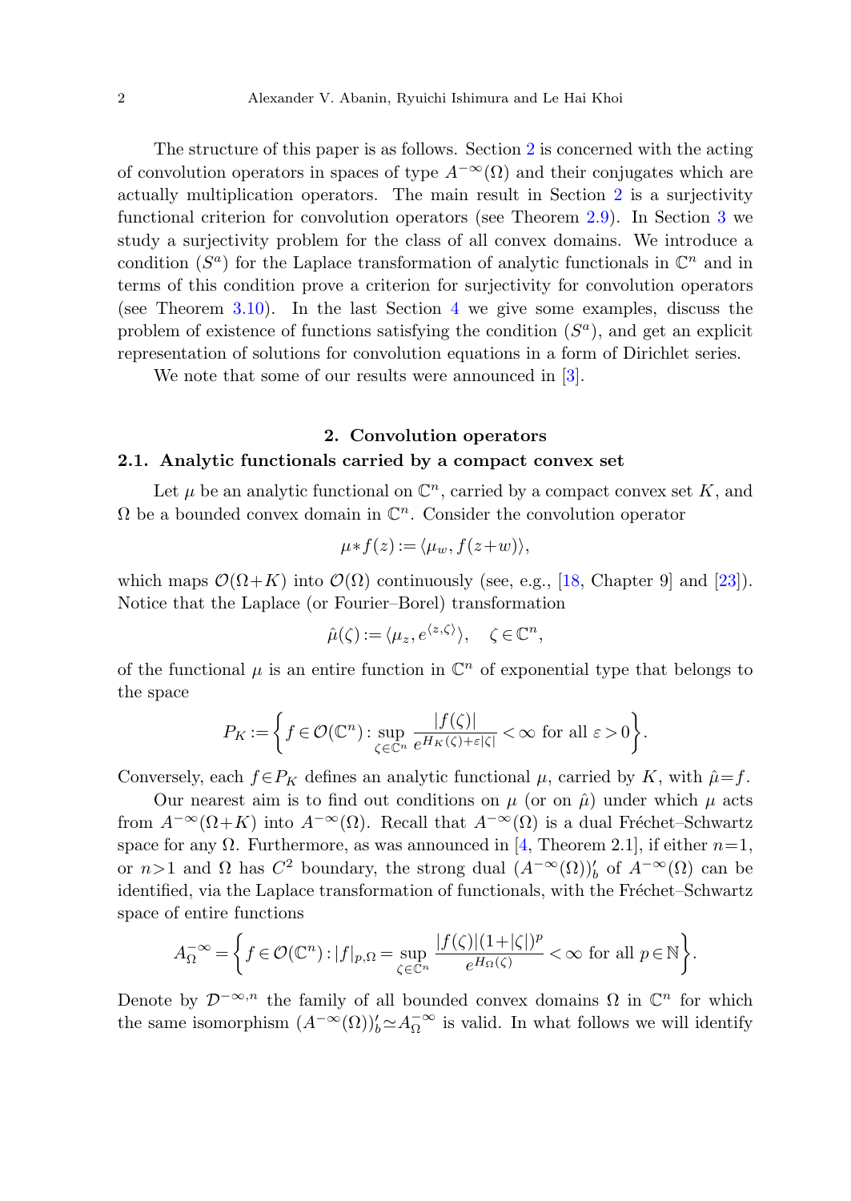The structure of this paper is as follows. Section 2 is concerned with the acting of convolution operators in spaces of type $A^{-\infty}(\Omega)$ and their conjugates which are actually multiplication operators. The main result in Section 2 is a surjectivity functional criterion for convolution operators (see Theorem 2.9). In Section 3 we study a surjectivity problem for the class of all convex domains. We introduce a condition $(S^a)$ for the Laplace transformation of analytic functionals in $\mathbb{C}^n$ and in terms of this condition prove a criterion for surjectivity for convolution operators (see Theorem 3.10). In the last Section 4 we give some examples, discuss the problem of existence of functions satisfying the condition $(S^a)$, and get an explicit representation of solutions for convolution equations in a form of Dirichlet series.

We note that some of our results were announced in [3].

## 2. Convolution operators

### 2.1. Analytic functionals carried by a compact convex set

Let $\mu$ be an analytic functional on $\mathbb{C}^n$, carried by a compact convex set $K$, and $\Omega$ be a bounded convex domain in $\mathbb{C}^n$. Consider the convolution operator

$$\mu * f(z) := \langle \mu_w, f(z+w) \rangle,$$

which maps $\mathcal{O}(\Omega+K)$ into $\mathcal{O}(\Omega)$ continuously (see, e.g., [18, Chapter 9] and [23]). Notice that the Laplace (or Fourier–Borel) transformation

$$\hat{\mu}(\zeta) := \langle \mu_z, e^{\langle z, \zeta \rangle} \rangle, \quad \zeta \in \mathbb{C}^n,$$

of the functional $\mu$ is an entire function in $\mathbb{C}^n$ of exponential type that belongs to the space

$$P_K := \left\{ f \in \mathcal{O}(\mathbb{C}^n) : \sup_{\zeta \in \mathbb{C}^n} \frac{|f(\zeta)|}{e^{H_K(\zeta) + \varepsilon|\zeta|}} < \infty \text{ for all } \varepsilon > 0 \right\}.$$

Conversely, each $f \in P_K$ defines an analytic functional $\mu$, carried by $K$, with $\hat{\mu} = f$.

Our nearest aim is to find out conditions on $\mu$ (or on $\hat{\mu}$) under which $\mu$ acts from $A^{-\infty}(\Omega+K)$ into $A^{-\infty}(\Omega)$. Recall that $A^{-\infty}(\Omega)$ is a dual Fréchet–Schwartz space for any $\Omega$. Furthermore, as was announced in [4, Theorem 2.1], if either $n=1$, or $n>1$ and $\Omega$ has $C^2$ boundary, the strong dual $(A^{-\infty}(\Omega))'_b$ of $A^{-\infty}(\Omega)$ can be identified, via the Laplace transformation of functionals, with the Fréchet–Schwartz space of entire functions

$$A_\Omega^{-\infty} = \left\{ f \in \mathcal{O}(\mathbb{C}^n) : |f|_{p,\Omega} = \sup_{\zeta \in \mathbb{C}^n} \frac{|f(\zeta)|(1+|\zeta|)^p}{e^{H_\Omega(\zeta)}} < \infty \text{ for all } p \in \mathbb{N} \right\}.$$

Denote by $\mathcal{D}^{-\infty,n}$ the family of all bounded convex domains $\Omega$ in $\mathbb{C}^n$ for which the same isomorphism $(A^{-\infty}(\Omega))'_b \simeq A_\Omega^{-\infty}$ is valid. In what follows we will identify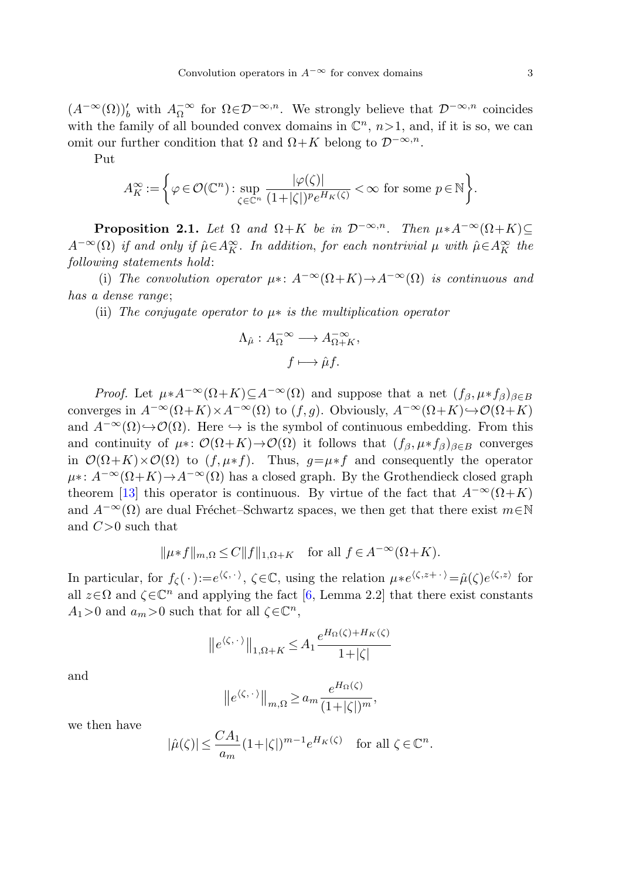$(A^{-\infty}(\Omega))'_b$ with $A^{-\infty}_{\Omega}$ for $\Omega\in\mathcal{D}^{-\infty,n}$. We strongly believe that $\mathcal{D}^{-\infty,n}$ coincides with the family of all bounded convex domains in $\mathbb{C}^n$, $n>1$, and, if it is so, we can omit our further condition that $\Omega$ and $\Omega+K$ belong to $\mathcal{D}^{-\infty,n}$.

Put

$$A^{\infty}_K:=\left\{\varphi\in\mathcal{O}(\mathbb{C}^n): \sup_{\zeta\in\mathbb{C}^n}\frac{|\varphi(\zeta)|}{(1+|\zeta|)^p e^{H_K(\zeta)}}<\infty \text{ for some } p\in\mathbb{N}\right\}.$$

**Proposition 2.1.** *Let $\Omega$ and $\Omega+K$ be in $\mathcal{D}^{-\infty,n}$. Then $\mu*A^{-\infty}(\Omega+K)\subseteq A^{-\infty}(\Omega)$ if and only if $\hat{\mu}\in A^{\infty}_K$. In addition, for each nontrivial $\mu$ with $\hat{\mu}\in A^{\infty}_K$ the following statements hold*:

(i) *The convolution operator $\mu*\colon A^{-\infty}(\Omega+K)\to A^{-\infty}(\Omega)$ is continuous and has a dense range*;

(ii) *The conjugate operator to $\mu*$ is the multiplication operator*

$$\Lambda_{\hat{\mu}}: A^{-\infty}_{\Omega}\longrightarrow A^{-\infty}_{\Omega+K},$$
$$f\longmapsto \hat{\mu}f.$$

*Proof.* Let $\mu*A^{-\infty}(\Omega+K)\subseteq A^{-\infty}(\Omega)$ and suppose that a net $(f_\beta,\mu*f_\beta)_{\beta\in B}$ converges in $A^{-\infty}(\Omega+K)\times A^{-\infty}(\Omega)$ to $(f,g)$. Obviously, $A^{-\infty}(\Omega+K)\hookrightarrow\mathcal{O}(\Omega+K)$ and $A^{-\infty}(\Omega)\hookrightarrow\mathcal{O}(\Omega)$. Here $\hookrightarrow$ is the symbol of continuous embedding. From this and continuity of $\mu*\colon\mathcal{O}(\Omega+K)\to\mathcal{O}(\Omega)$ it follows that $(f_\beta,\mu*f_\beta)_{\beta\in B}$ converges in $\mathcal{O}(\Omega+K)\times\mathcal{O}(\Omega)$ to $(f,\mu*f)$. Thus, $g=\mu*f$ and consequently the operator $\mu*\colon A^{-\infty}(\Omega+K)\to A^{-\infty}(\Omega)$ has a closed graph. By the Grothendieck closed graph theorem [13] this operator is continuous. By virtue of the fact that $A^{-\infty}(\Omega+K)$ and $A^{-\infty}(\Omega)$ are dual Fréchet–Schwartz spaces, we then get that there exist $m\in\mathbb{N}$ and $C>0$ such that

$$\|\mu*f\|_{m,\Omega}\le C\|f\|_{1,\Omega+K}\quad\text{for all } f\in A^{-\infty}(\Omega+K).$$

In particular, for $f_\zeta(\cdot):=e^{\langle\zeta,\cdot\rangle}$, $\zeta\in\mathbb{C}$, using the relation $\mu*e^{\langle\zeta,z+\cdot\rangle}=\hat{\mu}(\zeta)e^{\langle\zeta,z\rangle}$ for all $z\in\Omega$ and $\zeta\in\mathbb{C}^n$ and applying the fact [6, Lemma 2.2] that there exist constants $A_1>0$ and $a_m>0$ such that for all $\zeta\in\mathbb{C}^n$,

$$\left\|e^{\langle\zeta,\cdot\rangle}\right\|_{1,\Omega+K}\le A_1\frac{e^{H_\Omega(\zeta)+H_K(\zeta)}}{1+|\zeta|}$$

and

$$\left\|e^{\langle\zeta,\cdot\rangle}\right\|_{m,\Omega}\ge a_m\frac{e^{H_\Omega(\zeta)}}{(1+|\zeta|)^m},$$

we then have

$$|\hat{\mu}(\zeta)|\le\frac{CA_1}{a_m}(1+|\zeta|)^{m-1}e^{H_K(\zeta)}\quad\text{for all }\zeta\in\mathbb{C}^n.$$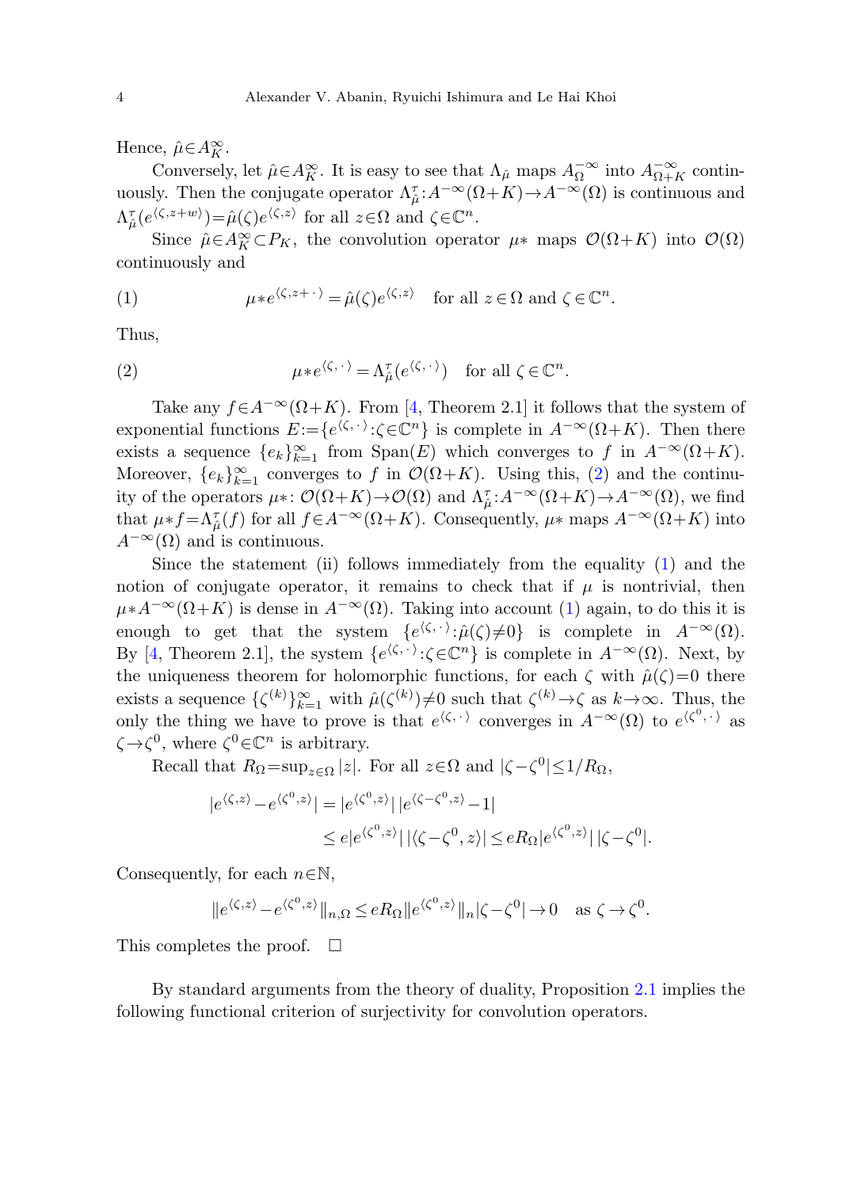Hence, $\hat{\mu}\in A_K^\infty$.

Conversely, let $\hat{\mu}\in A_K^\infty$. It is easy to see that $\Lambda_{\hat{\mu}}$ maps $A_\Omega^{-\infty}$ into $A_{\Omega+K}^{-\infty}$ continuously. Then the conjugate operator $\Lambda_{\hat{\mu}}^\tau: A^{-\infty}(\Omega+K)\to A^{-\infty}(\Omega)$ is continuous and $\Lambda_{\hat{\mu}}^\tau(e^{\langle\zeta,z+w\rangle})=\hat{\mu}(\zeta)e^{\langle\zeta,z\rangle}$ for all $z\in\Omega$ and $\zeta\in\mathbb{C}^n$.

Since $\hat{\mu}\in A_K^\infty\subset P_K$, the convolution operator $\mu*$ maps $\mathcal{O}(\Omega+K)$ into $\mathcal{O}(\Omega)$ continuously and

$$\mu*e^{\langle\zeta,z+\,\cdot\,\rangle}=\hat{\mu}(\zeta)e^{\langle\zeta,z\rangle}\quad\text{for all } z\in\Omega \text{ and } \zeta\in\mathbb{C}^n. \tag{1}$$

Thus,

$$\mu*e^{\langle\zeta,\,\cdot\,\rangle}=\Lambda_{\hat{\mu}}^\tau(e^{\langle\zeta,\,\cdot\,\rangle})\quad\text{for all } \zeta\in\mathbb{C}^n. \tag{2}$$

Take any $f\in A^{-\infty}(\Omega+K)$. From [4, Theorem 2.1] it follows that the system of exponential functions $E:=\{e^{\langle\zeta,\,\cdot\,\rangle}:\zeta\in\mathbb{C}^n\}$ is complete in $A^{-\infty}(\Omega+K)$. Then there exists a sequence $\{e_k\}_{k=1}^\infty$ from $\operatorname{Span}(E)$ which converges to $f$ in $A^{-\infty}(\Omega+K)$. Moreover, $\{e_k\}_{k=1}^\infty$ converges to $f$ in $\mathcal{O}(\Omega+K)$. Using this, (2) and the continuity of the operators $\mu*$: $\mathcal{O}(\Omega+K)\to\mathcal{O}(\Omega)$ and $\Lambda_{\hat{\mu}}^\tau: A^{-\infty}(\Omega+K)\to A^{-\infty}(\Omega)$, we find that $\mu*f=\Lambda_{\hat{\mu}}^\tau(f)$ for all $f\in A^{-\infty}(\Omega+K)$. Consequently, $\mu*$ maps $A^{-\infty}(\Omega+K)$ into $A^{-\infty}(\Omega)$ and is continuous.

Since the statement (ii) follows immediately from the equality (1) and the notion of conjugate operator, it remains to check that if $\mu$ is nontrivial, then $\mu*A^{-\infty}(\Omega+K)$ is dense in $A^{-\infty}(\Omega)$. Taking into account (1) again, to do this it is enough to get that the system $\{e^{\langle\zeta,\,\cdot\,\rangle}:\hat{\mu}(\zeta)\neq0\}$ is complete in $A^{-\infty}(\Omega)$. By [4, Theorem 2.1], the system $\{e^{\langle\zeta,\,\cdot\,\rangle}:\zeta\in\mathbb{C}^n\}$ is complete in $A^{-\infty}(\Omega)$. Next, by the uniqueness theorem for holomorphic functions, for each $\zeta$ with $\hat{\mu}(\zeta)=0$ there exists a sequence $\{\zeta^{(k)}\}_{k=1}^\infty$ with $\hat{\mu}(\zeta^{(k)})\neq0$ such that $\zeta^{(k)}\to\zeta$ as $k\to\infty$. Thus, the only the thing we have to prove is that $e^{\langle\zeta,\,\cdot\,\rangle}$ converges in $A^{-\infty}(\Omega)$ to $e^{\langle\zeta^0,\,\cdot\,\rangle}$ as $\zeta\to\zeta^0$, where $\zeta^0\in\mathbb{C}^n$ is arbitrary.

Recall that $R_\Omega=\sup_{z\in\Omega}|z|$. For all $z\in\Omega$ and $|\zeta-\zeta^0|\le1/R_\Omega$,

$$\begin{aligned}|e^{\langle\zeta,z\rangle}-e^{\langle\zeta^0,z\rangle}| &= |e^{\langle\zeta^0,z\rangle}|\,|e^{\langle\zeta-\zeta^0,z\rangle}-1|\\ &\le e|e^{\langle\zeta^0,z\rangle}|\,|\langle\zeta-\zeta^0,z\rangle|\le eR_\Omega|e^{\langle\zeta^0,z\rangle}|\,|\zeta-\zeta^0|.\end{aligned}$$

Consequently, for each $n\in\mathbb{N}$,

$$\|e^{\langle\zeta,z\rangle}-e^{\langle\zeta^0,z\rangle}\|_{n,\Omega}\le eR_\Omega\|e^{\langle\zeta^0,z\rangle}\|_n|\zeta-\zeta^0|\to0\quad\text{as }\zeta\to\zeta^0.$$

This completes the proof. $\square$

By standard arguments from the theory of duality, Proposition 2.1 implies the following functional criterion of surjectivity for convolution operators.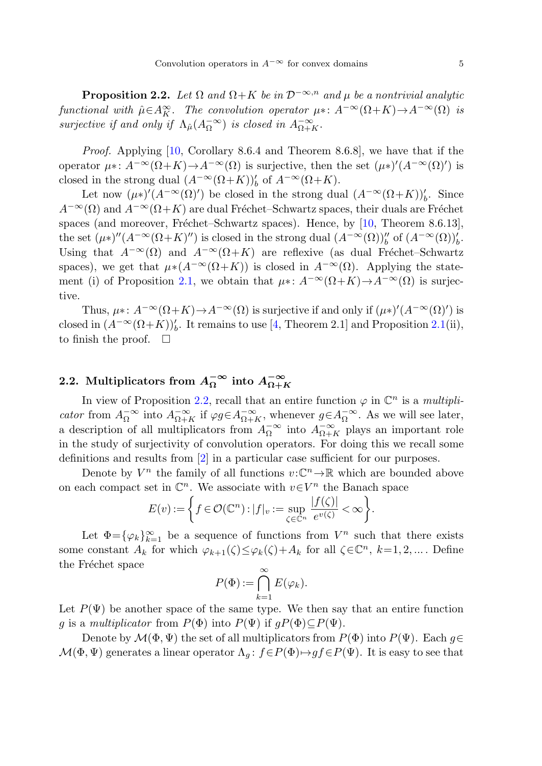**Proposition 2.2.** *Let $\Omega$ and $\Omega+K$ be in $\mathcal{D}^{-\infty,n}$ and $\mu$ be a nontrivial analytic functional with $\hat{\mu}\in A_K^{\infty}$. The convolution operator $\mu*\colon A^{-\infty}(\Omega+K)\to A^{-\infty}(\Omega)$ is surjective if and only if $\Lambda_{\hat{\mu}}(A_{\Omega}^{-\infty})$ is closed in $A_{\Omega+K}^{-\infty}$.*

*Proof.* Applying [10, Corollary 8.6.4 and Theorem 8.6.8], we have that if the operator $\mu*\colon A^{-\infty}(\Omega+K)\to A^{-\infty}(\Omega)$ is surjective, then the set $(\mu*)'(A^{-\infty}(\Omega)')$ is closed in the strong dual $(A^{-\infty}(\Omega+K))_b'$ of $A^{-\infty}(\Omega+K)$.

Let now $(\mu*)'(A^{-\infty}(\Omega)')$ be closed in the strong dual $(A^{-\infty}(\Omega+K))_b'$. Since $A^{-\infty}(\Omega)$ and $A^{-\infty}(\Omega+K)$ are dual Fréchet–Schwartz spaces, their duals are Fréchet spaces (and moreover, Fréchet–Schwartz spaces). Hence, by [10, Theorem 8.6.13], the set $(\mu*)''(A^{-\infty}(\Omega+K)'')$ is closed in the strong dual $(A^{-\infty}(\Omega))_b''$ of $(A^{-\infty}(\Omega))_b'$. Using that $A^{-\infty}(\Omega)$ and $A^{-\infty}(\Omega+K)$ are reflexive (as dual Fréchet–Schwartz spaces), we get that $\mu*(A^{-\infty}(\Omega+K))$ is closed in $A^{-\infty}(\Omega)$. Applying the statement (i) of Proposition 2.1, we obtain that $\mu*\colon A^{-\infty}(\Omega+K)\to A^{-\infty}(\Omega)$ is surjective.

Thus, $\mu*\colon A^{-\infty}(\Omega+K)\to A^{-\infty}(\Omega)$ is surjective if and only if $(\mu*)'(A^{-\infty}(\Omega)')$ is closed in $(A^{-\infty}(\Omega+K))_b'$. It remains to use [4, Theorem 2.1] and Proposition 2.1(ii), to finish the proof. $\square$

## 2.2. Multiplicators from $A_{\Omega}^{-\infty}$ into $A_{\Omega+K}^{-\infty}$

In view of Proposition 2.2, recall that an entire function $\varphi$ in $\mathbb{C}^n$ is a *multiplicator* from $A_{\Omega}^{-\infty}$ into $A_{\Omega+K}^{-\infty}$ if $\varphi g\in A_{\Omega+K}^{-\infty}$, whenever $g\in A_{\Omega}^{-\infty}$. As we will see later, a description of all multiplicators from $A_{\Omega}^{-\infty}$ into $A_{\Omega+K}^{-\infty}$ plays an important role in the study of surjectivity of convolution operators. For doing this we recall some definitions and results from [2] in a particular case sufficient for our purposes.

Denote by $V^n$ the family of all functions $v\colon\mathbb{C}^n\to\mathbb{R}$ which are bounded above on each compact set in $\mathbb{C}^n$. We associate with $v\in V^n$ the Banach space

$$E(v):=\left\{f\in\mathcal{O}(\mathbb{C}^n): |f|_v:=\sup_{\zeta\in\mathbb{C}^n}\frac{|f(\zeta)|}{e^{v(\zeta)}}<\infty\right\}.$$

Let $\Phi=\{\varphi_k\}_{k=1}^{\infty}$ be a sequence of functions from $V^n$ such that there exists some constant $A_k$ for which $\varphi_{k+1}(\zeta)\le\varphi_k(\zeta)+A_k$ for all $\zeta\in\mathbb{C}^n$, $k=1,2,\dots$. Define the Fréchet space

$$P(\Phi):=\bigcap_{k=1}^{\infty}E(\varphi_k).$$

Let $P(\Psi)$ be another space of the same type. We then say that an entire function $g$ is a *multiplicator* from $P(\Phi)$ into $P(\Psi)$ if $gP(\Phi)\subseteq P(\Psi)$.

Denote by $\mathcal{M}(\Phi,\Psi)$ the set of all multiplicators from $P(\Phi)$ into $P(\Psi)$. Each $g\in\mathcal{M}(\Phi,\Psi)$ generates a linear operator $\Lambda_g\colon f\in P(\Phi)\mapsto gf\in P(\Psi)$. It is easy to see that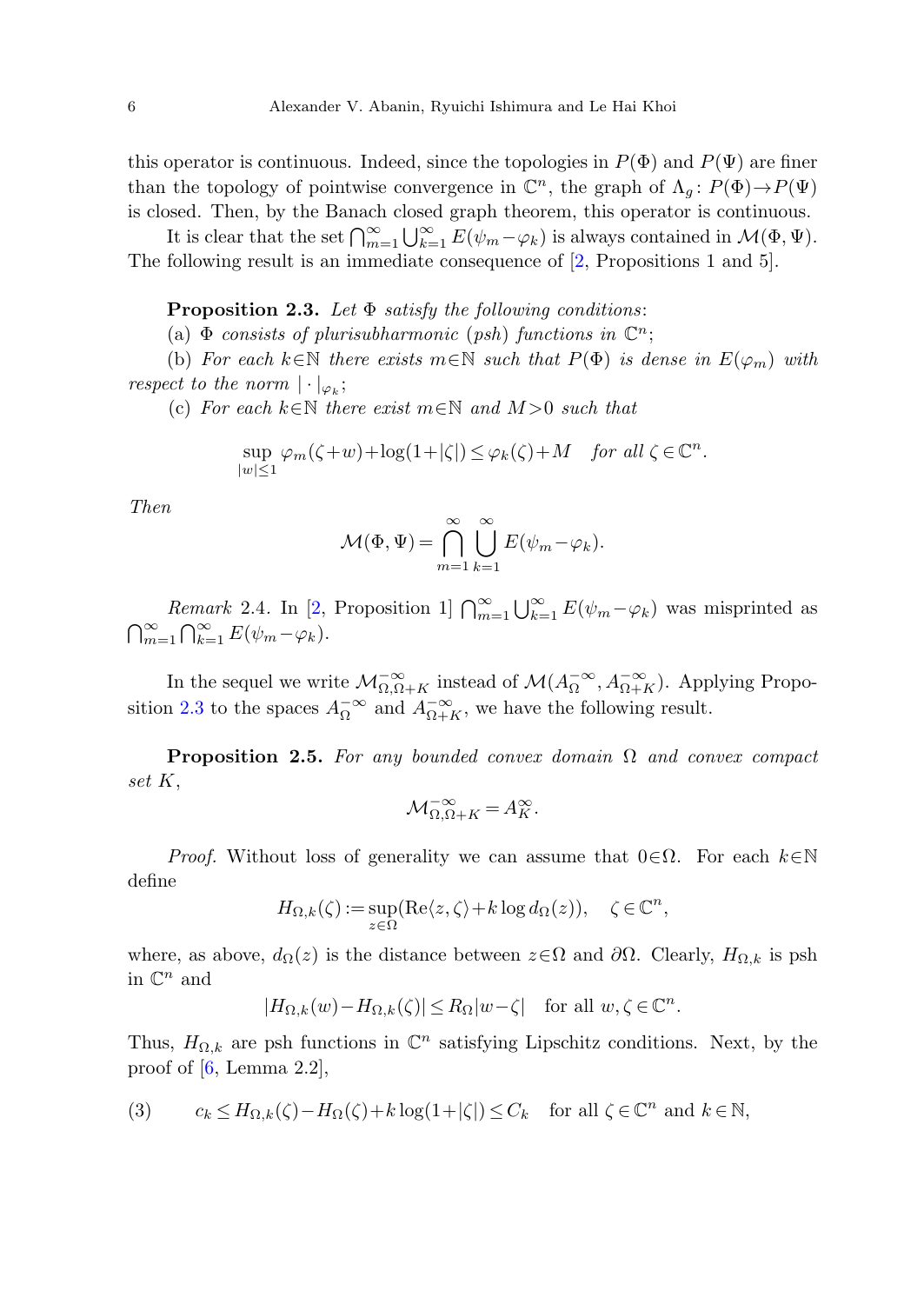this operator is continuous. Indeed, since the topologies in $P(\Phi)$ and $P(\Psi)$ are finer than the topology of pointwise convergence in $\mathbb{C}^n$, the graph of $\Lambda_g\colon P(\Phi)\to P(\Psi)$ is closed. Then, by the Banach closed graph theorem, this operator is continuous.

It is clear that the set $\bigcap_{m=1}^\infty \bigcup_{k=1}^\infty E(\psi_m-\varphi_k)$ is always contained in $\mathcal{M}(\Phi,\Psi)$. The following result is an immediate consequence of [2, Propositions 1 and 5].

**Proposition 2.3.** *Let $\Phi$ satisfy the following conditions*:

(a) *$\Phi$ consists of plurisubharmonic (psh) functions in $\mathbb{C}^n$*;

(b) *For each $k\in\mathbb{N}$ there exists $m\in\mathbb{N}$ such that $P(\Phi)$ is dense in $E(\varphi_m)$ with respect to the norm $|\cdot|_{\varphi_k}$*;

(c) *For each $k\in\mathbb{N}$ there exist $m\in\mathbb{N}$ and $M>0$ such that*

$$\sup_{|w|\le 1} \varphi_m(\zeta+w)+\log(1+|\zeta|)\le \varphi_k(\zeta)+M \quad \text{for all } \zeta\in\mathbb{C}^n.$$

*Then*

$$\mathcal{M}(\Phi,\Psi)=\bigcap_{m=1}^\infty \bigcup_{k=1}^\infty E(\psi_m-\varphi_k).$$

*Remark* 2.4. In [2, Proposition 1] $\bigcap_{m=1}^\infty \bigcup_{k=1}^\infty E(\psi_m-\varphi_k)$ was misprinted as $\bigcap_{m=1}^\infty \bigcap_{k=1}^\infty E(\psi_m-\varphi_k)$.

In the sequel we write $\mathcal{M}_{\Omega,\Omega+K}^{-\infty}$ instead of $\mathcal{M}(A_\Omega^{-\infty},A_{\Omega+K}^{-\infty})$. Applying Proposition 2.3 to the spaces $A_\Omega^{-\infty}$ and $A_{\Omega+K}^{-\infty}$, we have the following result.

**Proposition 2.5.** *For any bounded convex domain $\Omega$ and convex compact set $K$,*

$$\mathcal{M}_{\Omega,\Omega+K}^{-\infty}=A_K^\infty.$$

*Proof.* Without loss of generality we can assume that $0\in\Omega$. For each $k\in\mathbb{N}$ define

$$H_{\Omega,k}(\zeta):=\sup_{z\in\Omega}(\operatorname{Re}\langle z,\zeta\rangle+k\log d_\Omega(z)), \quad \zeta\in\mathbb{C}^n,$$

where, as above, $d_\Omega(z)$ is the distance between $z\in\Omega$ and $\partial\Omega$. Clearly, $H_{\Omega,k}$ is psh in $\mathbb{C}^n$ and

$$|H_{\Omega,k}(w)-H_{\Omega,k}(\zeta)|\le R_\Omega|w-\zeta| \quad \text{for all } w,\zeta\in\mathbb{C}^n.$$

Thus, $H_{\Omega,k}$ are psh functions in $\mathbb{C}^n$ satisfying Lipschitz conditions. Next, by the proof of [6, Lemma 2.2],

$$c_k\le H_{\Omega,k}(\zeta)-H_\Omega(\zeta)+k\log(1+|\zeta|)\le C_k \quad \text{for all } \zeta\in\mathbb{C}^n \text{ and } k\in\mathbb{N}, \tag{3}$$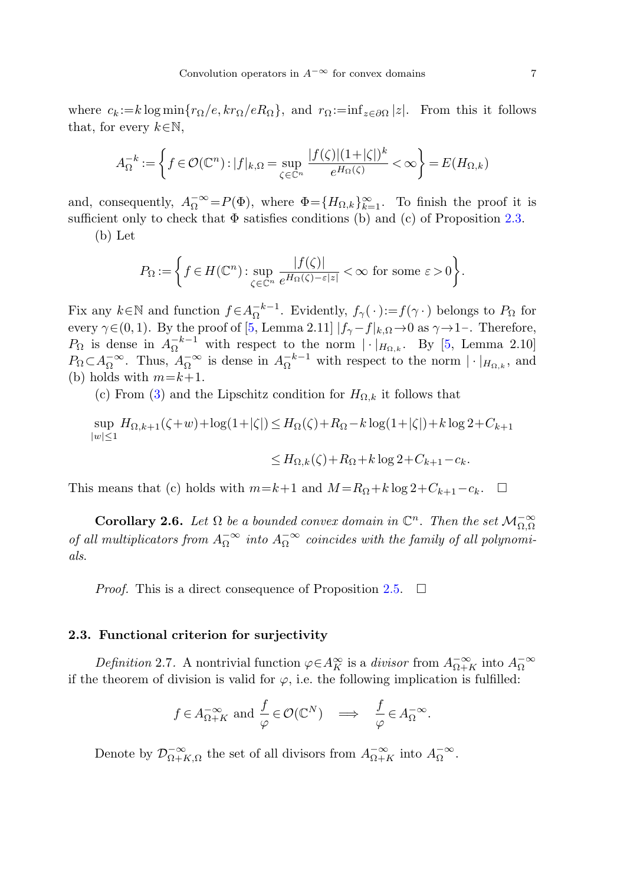where $c_k := k \log \min\{r_\Omega/e, kr_\Omega/eR_\Omega\}$, and $r_\Omega := \inf_{z\in\partial\Omega}|z|$. From this it follows that, for every $k\in\mathbb{N}$,

$$A_\Omega^{-k} := \left\{ f\in\mathcal{O}(\mathbb{C}^n) : |f|_{k,\Omega} = \sup_{\zeta\in\mathbb{C}^n} \frac{|f(\zeta)|(1+|\zeta|)^k}{e^{H_\Omega(\zeta)}} < \infty \right\} = E(H_{\Omega,k})$$

and, consequently, $A_\Omega^{-\infty} = P(\Phi)$, where $\Phi = \{H_{\Omega,k}\}_{k=1}^\infty$. To finish the proof it is sufficient only to check that $\Phi$ satisfies conditions (b) and (c) of Proposition 2.3.

(b) Let

$$P_\Omega := \left\{ f\in H(\mathbb{C}^n) : \sup_{\zeta\in\mathbb{C}^n} \frac{|f(\zeta)|}{e^{H_\Omega(\zeta)-\varepsilon|z|}} < \infty \text{ for some } \varepsilon > 0 \right\}.$$

Fix any $k\in\mathbb{N}$ and function $f\in A_\Omega^{-k-1}$. Evidently, $f_\gamma(\,\cdot\,) := f(\gamma\,\cdot\,)$ belongs to $P_\Omega$ for every $\gamma\in(0,1)$. By the proof of [5, Lemma 2.11] $|f_\gamma - f|_{k,\Omega} \to 0$ as $\gamma\to 1-$. Therefore, $P_\Omega$ is dense in $A_\Omega^{-k-1}$ with respect to the norm $|\cdot|_{H_{\Omega,k}}$. By [5, Lemma 2.10] $P_\Omega \subset A_\Omega^{-\infty}$. Thus, $A_\Omega^{-\infty}$ is dense in $A_\Omega^{-k-1}$ with respect to the norm $|\cdot|_{H_{\Omega,k}}$, and (b) holds with $m = k+1$.

(c) From (3) and the Lipschitz condition for $H_{\Omega,k}$ it follows that

$$\begin{aligned}\sup_{|w|\le 1} H_{\Omega,k+1}(\zeta+w) + \log(1+|\zeta|) &\le H_\Omega(\zeta) + R_\Omega - k\log(1+|\zeta|) + k\log 2 + C_{k+1} \\ &\le H_{\Omega,k}(\zeta) + R_\Omega + k\log 2 + C_{k+1} - c_k.\end{aligned}$$

This means that (c) holds with $m = k+1$ and $M = R_\Omega + k\log 2 + C_{k+1} - c_k$. $\square$

**Corollary 2.6.** *Let $\Omega$ be a bounded convex domain in $\mathbb{C}^n$. Then the set $\mathcal{M}_{\Omega,\Omega}^{-\infty}$ of all multiplicators from $A_\Omega^{-\infty}$ into $A_\Omega^{-\infty}$ coincides with the family of all polynomials.*

*Proof.* This is a direct consequence of Proposition 2.5. $\square$

### 2.3. Functional criterion for surjectivity

*Definition* 2.7. A nontrivial function $\varphi\in A_K^\infty$ is a *divisor* from $A_{\Omega+K}^{-\infty}$ into $A_\Omega^{-\infty}$ if the theorem of division is valid for $\varphi$, i.e. the following implication is fulfilled:

$$f\in A_{\Omega+K}^{-\infty} \text{ and } \frac{f}{\varphi}\in\mathcal{O}(\mathbb{C}^N) \quad\Longrightarrow\quad \frac{f}{\varphi}\in A_\Omega^{-\infty}.$$

Denote by $\mathcal{D}_{\Omega+K,\Omega}^{-\infty}$ the set of all divisors from $A_{\Omega+K}^{-\infty}$ into $A_\Omega^{-\infty}$.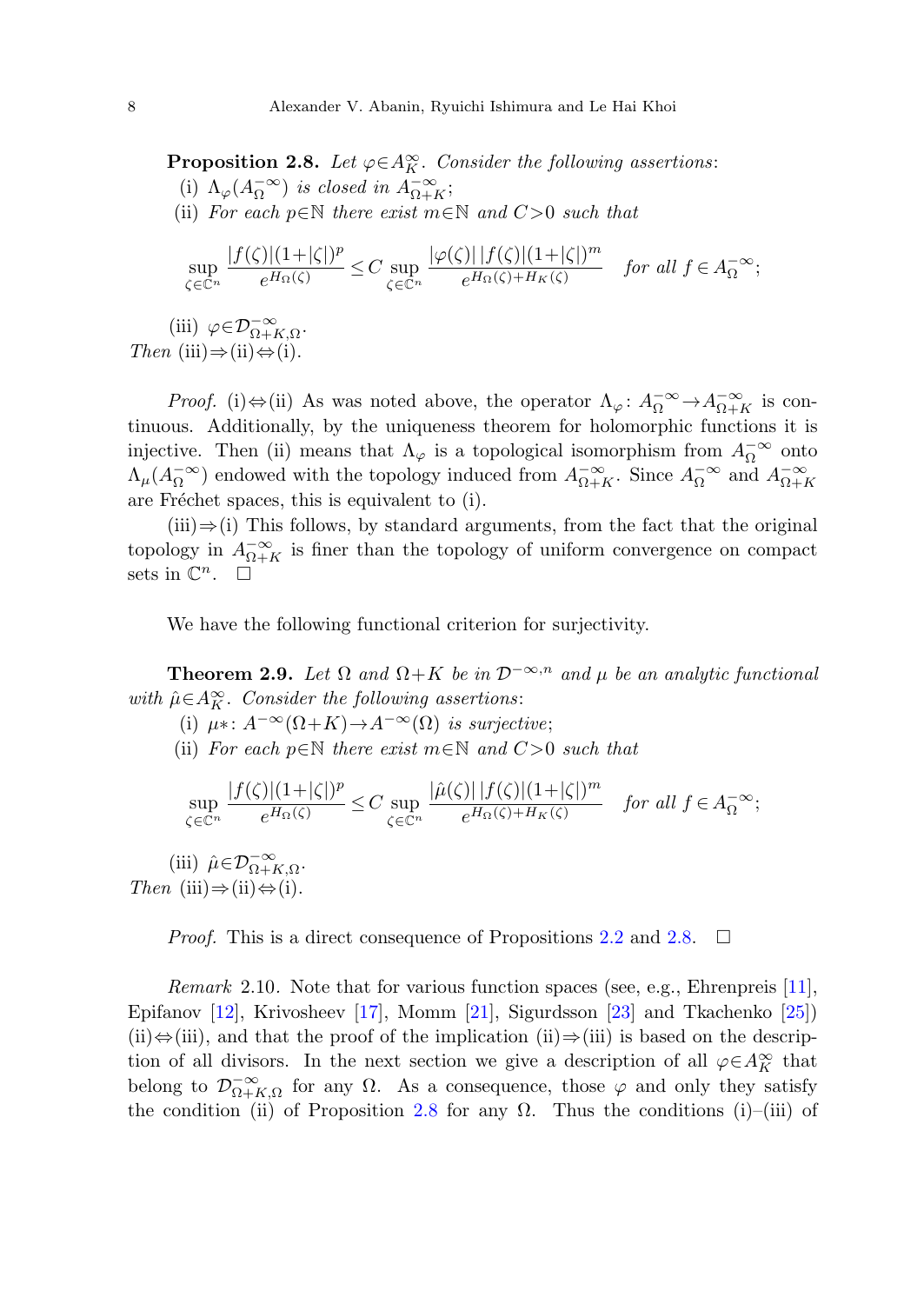**Proposition 2.8.** *Let $\varphi \in A_K^\infty$. Consider the following assertions*:

(i) *$\Lambda_\varphi(A_\Omega^{-\infty})$ is closed in $A_{\Omega+K}^{-\infty}$*;

(ii) *For each $p \in \mathbb{N}$ there exist $m \in \mathbb{N}$ and $C > 0$ such that*

$$\sup_{\zeta \in \mathbb{C}^n} \frac{|f(\zeta)|(1+|\zeta|)^p}{e^{H_\Omega(\zeta)}} \le C \sup_{\zeta \in \mathbb{C}^n} \frac{|\varphi(\zeta)|\,|f(\zeta)|(1+|\zeta|)^m}{e^{H_\Omega(\zeta)+H_K(\zeta)}} \quad \text{for all } f \in A_\Omega^{-\infty};$$

(iii) *$\varphi \in \mathcal{D}_{\Omega+K,\Omega}^{-\infty}$.*

*Then* (iii)$\Rightarrow$(ii)$\Leftrightarrow$(i).

*Proof.* (i)$\Leftrightarrow$(ii) As was noted above, the operator $\Lambda_\varphi \colon A_\Omega^{-\infty} \to A_{\Omega+K}^{-\infty}$ is continuous. Additionally, by the uniqueness theorem for holomorphic functions it is injective. Then (ii) means that $\Lambda_\varphi$ is a topological isomorphism from $A_\Omega^{-\infty}$ onto $\Lambda_\mu(A_\Omega^{-\infty})$ endowed with the topology induced from $A_{\Omega+K}^{-\infty}$. Since $A_\Omega^{-\infty}$ and $A_{\Omega+K}^{-\infty}$ are Fréchet spaces, this is equivalent to (i).

(iii)$\Rightarrow$(i) This follows, by standard arguments, from the fact that the original topology in $A_{\Omega+K}^{-\infty}$ is finer than the topology of uniform convergence on compact sets in $\mathbb{C}^n$. $\square$

We have the following functional criterion for surjectivity.

**Theorem 2.9.** *Let $\Omega$ and $\Omega+K$ be in $\mathcal{D}^{-\infty,n}$ and $\mu$ be an analytic functional with $\hat{\mu} \in A_K^\infty$. Consider the following assertions*:

(i) *$\mu * \colon A^{-\infty}(\Omega+K) \to A^{-\infty}(\Omega)$ is surjective*;

(ii) *For each $p \in \mathbb{N}$ there exist $m \in \mathbb{N}$ and $C > 0$ such that*

$$\sup_{\zeta \in \mathbb{C}^n} \frac{|f(\zeta)|(1+|\zeta|)^p}{e^{H_\Omega(\zeta)}} \le C \sup_{\zeta \in \mathbb{C}^n} \frac{|\hat{\mu}(\zeta)|\,|f(\zeta)|(1+|\zeta|)^m}{e^{H_\Omega(\zeta)+H_K(\zeta)}} \quad \text{for all } f \in A_\Omega^{-\infty};$$

(iii) *$\hat{\mu} \in \mathcal{D}_{\Omega+K,\Omega}^{-\infty}$.*

*Then* (iii)$\Rightarrow$(ii)$\Leftrightarrow$(i).

*Proof.* This is a direct consequence of Propositions 2.2 and 2.8. $\square$

*Remark* 2.10. Note that for various function spaces (see, e.g., Ehrenpreis [11], Epifanov [12], Krivosheev [17], Momm [21], Sigurdsson [23] and Tkachenko [25]) (ii)$\Leftrightarrow$(iii), and that the proof of the implication (ii)$\Rightarrow$(iii) is based on the description of all divisors. In the next section we give a description of all $\varphi \in A_K^\infty$ that belong to $\mathcal{D}_{\Omega+K,\Omega}^{-\infty}$ for any $\Omega$. As a consequence, those $\varphi$ and only they satisfy the condition (ii) of Proposition 2.8 for any $\Omega$. Thus the conditions (i)–(iii) of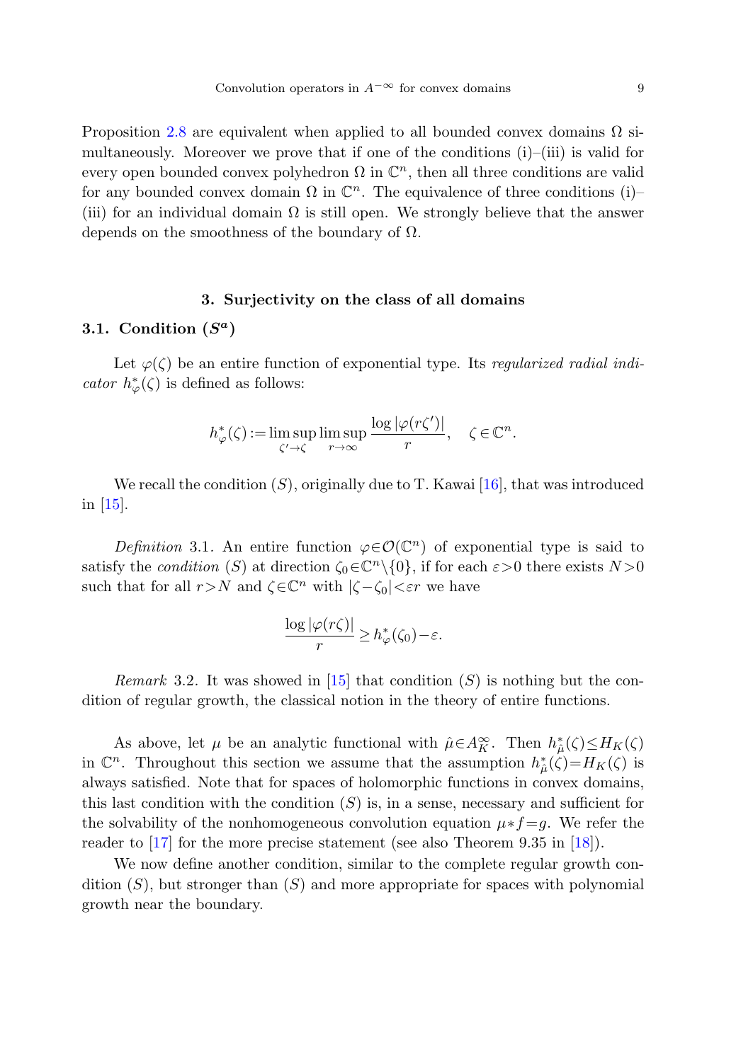Proposition 2.8 are equivalent when applied to all bounded convex domains $\Omega$ simultaneously. Moreover we prove that if one of the conditions (i)–(iii) is valid for every open bounded convex polyhedron $\Omega$ in $\mathbb{C}^n$, then all three conditions are valid for any bounded convex domain $\Omega$ in $\mathbb{C}^n$. The equivalence of three conditions (i)–(iii) for an individual domain $\Omega$ is still open. We strongly believe that the answer depends on the smoothness of the boundary of $\Omega$.

## 3. Surjectivity on the class of all domains

### 3.1. Condition $(S^a)$

Let $\varphi(\zeta)$ be an entire function of exponential type. Its *regularized radial indicator* $h^*_\varphi(\zeta)$ is defined as follows:

$$h^*_\varphi(\zeta) := \limsup_{\zeta' \to \zeta} \limsup_{r \to \infty} \frac{\log |\varphi(r\zeta')|}{r}, \quad \zeta \in \mathbb{C}^n.$$

We recall the condition $(S)$, originally due to T. Kawai [16], that was introduced in [15].

*Definition* 3.1. An entire function $\varphi \in \mathcal{O}(\mathbb{C}^n)$ of exponential type is said to satisfy the *condition* $(S)$ at direction $\zeta_0 \in \mathbb{C}^n \setminus \{0\}$, if for each $\varepsilon > 0$ there exists $N > 0$ such that for all $r > N$ and $\zeta \in \mathbb{C}^n$ with $|\zeta - \zeta_0| < \varepsilon r$ we have

$$\frac{\log |\varphi(r\zeta)|}{r} \geq h^*_\varphi(\zeta_0) - \varepsilon.$$

*Remark* 3.2. It was showed in [15] that condition $(S)$ is nothing but the condition of regular growth, the classical notion in the theory of entire functions.

As above, let $\mu$ be an analytic functional with $\hat{\mu} \in A^\infty_K$. Then $h^*_{\hat{\mu}}(\zeta) \leq H_K(\zeta)$ in $\mathbb{C}^n$. Throughout this section we assume that the assumption $h^*_{\hat{\mu}}(\zeta) = H_K(\zeta)$ is always satisfied. Note that for spaces of holomorphic functions in convex domains, this last condition with the condition $(S)$ is, in a sense, necessary and sufficient for the solvability of the nonhomogeneous convolution equation $\mu * f = g$. We refer the reader to [17] for the more precise statement (see also Theorem 9.35 in [18]).

We now define another condition, similar to the complete regular growth condition $(S)$, but stronger than $(S)$ and more appropriate for spaces with polynomial growth near the boundary.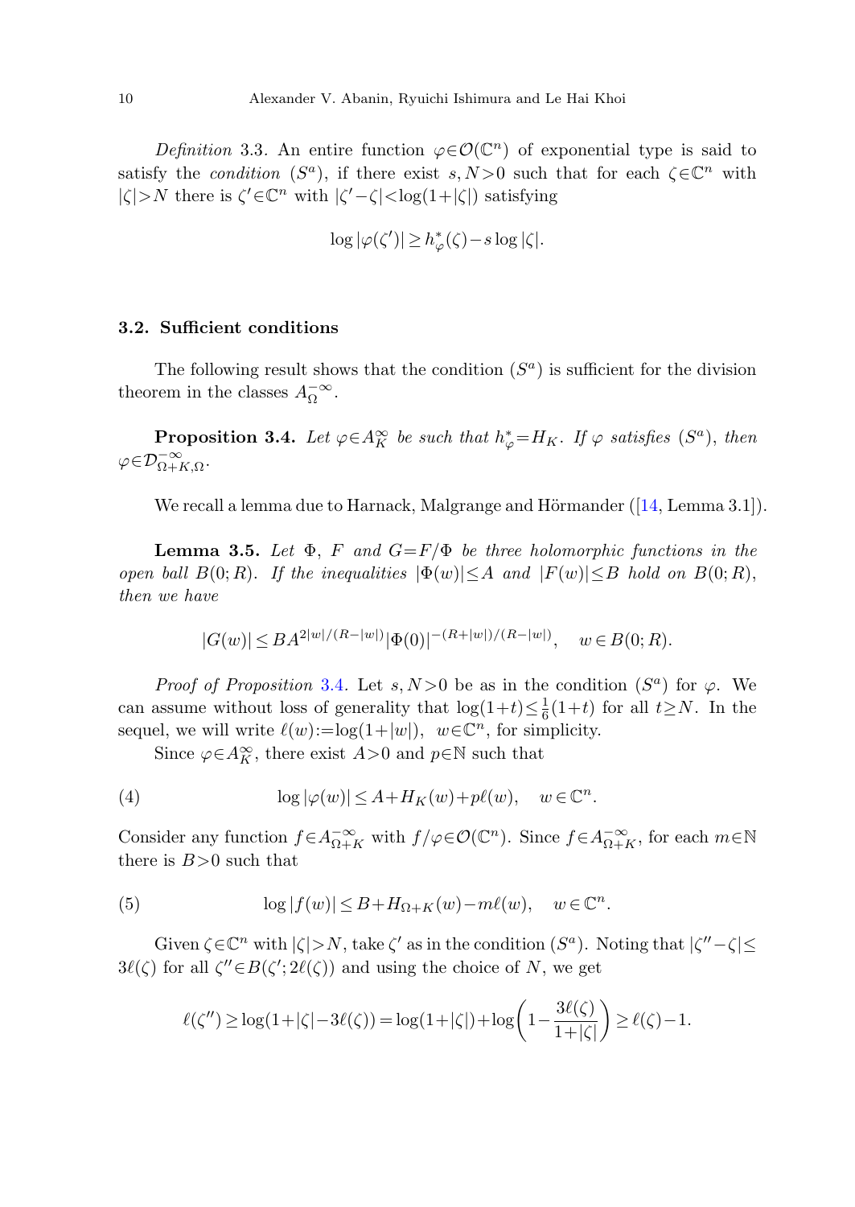*Definition* 3.3. An entire function $\varphi \in \mathcal{O}(\mathbb{C}^n)$ of exponential type is said to satisfy the *condition* $(S^a)$, if there exist $s, N > 0$ such that for each $\zeta \in \mathbb{C}^n$ with $|\zeta| > N$ there is $\zeta' \in \mathbb{C}^n$ with $|\zeta' - \zeta| < \log(1+|\zeta|)$ satisfying

$$\log|\varphi(\zeta')| \geq h_\varphi^*(\zeta) - s\log|\zeta|.$$

### 3.2. Sufficient conditions

The following result shows that the condition $(S^a)$ is sufficient for the division theorem in the classes $A_\Omega^{-\infty}$.

**Proposition 3.4.** *Let $\varphi \in A_K^\infty$ be such that $h_\varphi^* = H_K$. If $\varphi$ satisfies $(S^a)$, then $\varphi \in \mathcal{D}_{\Omega+K,\Omega}^{-\infty}$.*

We recall a lemma due to Harnack, Malgrange and Hörmander ([14, Lemma 3.1]).

**Lemma 3.5.** *Let $\Phi$, $F$ and $G = F/\Phi$ be three holomorphic functions in the open ball $B(0;R)$. If the inequalities $|\Phi(w)| \leq A$ and $|F(w)| \leq B$ hold on $B(0;R)$, then we have*

$$|G(w)| \leq BA^{2|w|/(R-|w|)}|\Phi(0)|^{-(R+|w|)/(R-|w|)}, \quad w \in B(0;R).$$

*Proof of Proposition* 3.4. Let $s, N > 0$ be as in the condition $(S^a)$ for $\varphi$. We can assume without loss of generality that $\log(1+t) \leq \frac{1}{6}(1+t)$ for all $t \geq N$. In the sequel, we will write $\ell(w) := \log(1+|w|)$, $w \in \mathbb{C}^n$, for simplicity.

Since $\varphi \in A_K^\infty$, there exist $A > 0$ and $p \in \mathbb{N}$ such that

$$\log|\varphi(w)| \leq A + H_K(w) + p\ell(w), \quad w \in \mathbb{C}^n. \tag{4}$$

Consider any function $f \in A_{\Omega+K}^{-\infty}$ with $f/\varphi \in \mathcal{O}(\mathbb{C}^n)$. Since $f \in A_{\Omega+K}^{-\infty}$, for each $m \in \mathbb{N}$ there is $B > 0$ such that

$$\log|f(w)| \leq B + H_{\Omega+K}(w) - m\ell(w), \quad w \in \mathbb{C}^n. \tag{5}$$

Given $\zeta \in \mathbb{C}^n$ with $|\zeta| > N$, take $\zeta'$ as in the condition $(S^a)$. Noting that $|\zeta'' - \zeta| \leq 3\ell(\zeta)$ for all $\zeta'' \in B(\zeta'; 2\ell(\zeta))$ and using the choice of $N$, we get

$$\ell(\zeta'') \geq \log(1+|\zeta| - 3\ell(\zeta)) = \log(1+|\zeta|) + \log\left(1 - \frac{3\ell(\zeta)}{1+|\zeta|}\right) \geq \ell(\zeta) - 1.$$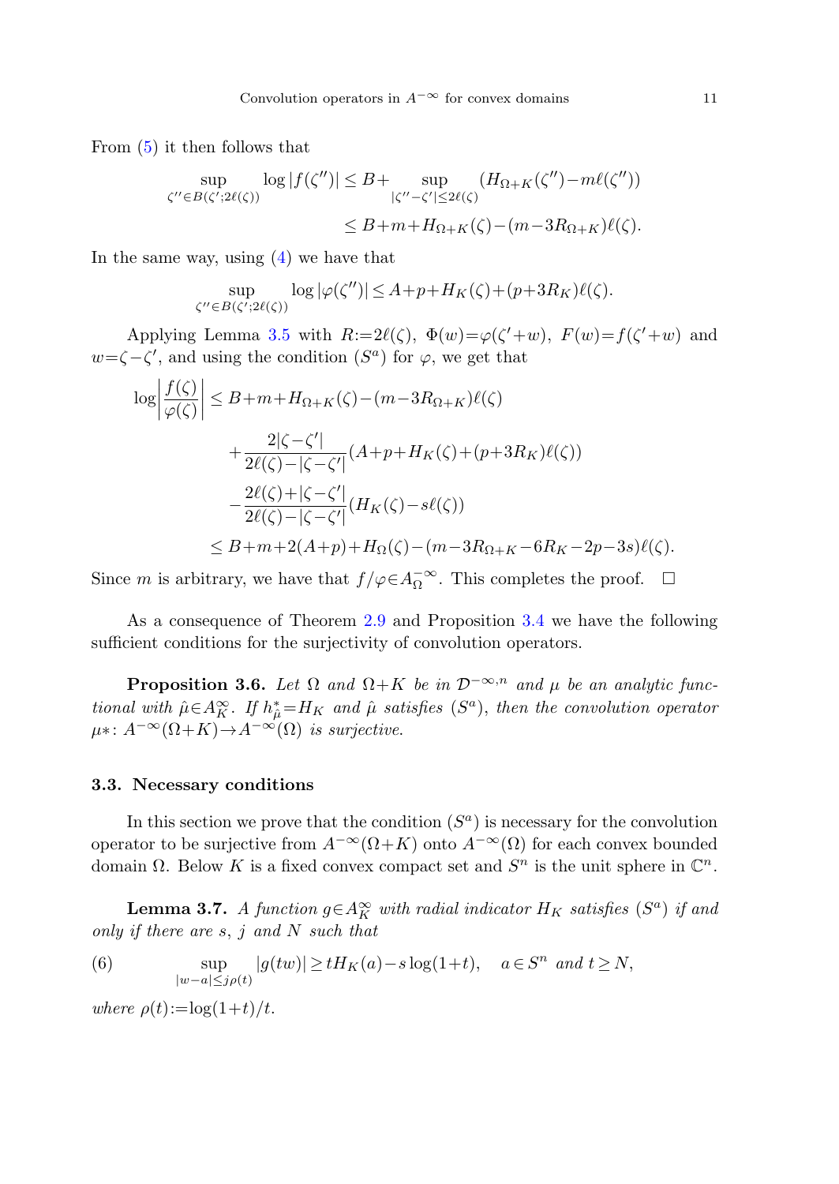From (5) it then follows that

$$\sup_{\zeta''\in B(\zeta';2\ell(\zeta))} \log|f(\zeta'')| \le B + \sup_{|\zeta''-\zeta'|\le 2\ell(\zeta)} (H_{\Omega+K}(\zeta'') - m\ell(\zeta''))$$
$$\le B + m + H_{\Omega+K}(\zeta) - (m - 3R_{\Omega+K})\ell(\zeta).$$

In the same way, using (4) we have that

$$\sup_{\zeta''\in B(\zeta';2\ell(\zeta))} \log|\varphi(\zeta'')| \le A + p + H_K(\zeta) + (p + 3R_K)\ell(\zeta).$$

Applying Lemma 3.5 with $R := 2\ell(\zeta)$, $\Phi(w) = \varphi(\zeta' + w)$, $F(w) = f(\zeta' + w)$ and $w = \zeta - \zeta'$, and using the condition $(S^a)$ for $\varphi$, we get that

$$\begin{aligned}
\log\left|\frac{f(\zeta)}{\varphi(\zeta)}\right| &\le B + m + H_{\Omega+K}(\zeta) - (m - 3R_{\Omega+K})\ell(\zeta) \\
&\quad + \frac{2|\zeta-\zeta'|}{2\ell(\zeta) - |\zeta-\zeta'|}(A + p + H_K(\zeta) + (p + 3R_K)\ell(\zeta)) \\
&\quad - \frac{2\ell(\zeta) + |\zeta-\zeta'|}{2\ell(\zeta) - |\zeta-\zeta'|}(H_K(\zeta) - s\ell(\zeta)) \\
&\le B + m + 2(A + p) + H_\Omega(\zeta) - (m - 3R_{\Omega+K} - 6R_K - 2p - 3s)\ell(\zeta).
\end{aligned}$$

Since $m$ is arbitrary, we have that $f/\varphi \in A_\Omega^{-\infty}$. This completes the proof. $\square$

As a consequence of Theorem 2.9 and Proposition 3.4 we have the following sufficient conditions for the surjectivity of convolution operators.

**Proposition 3.6.** *Let $\Omega$ and $\Omega + K$ be in $\mathcal{D}^{-\infty,n}$ and $\mu$ be an analytic functional with $\hat{\mu} \in A_K^\infty$. If $h_{\hat{\mu}}^* = H_K$ and $\hat{\mu}$ satisfies $(S^a)$, then the convolution operator $\mu *\colon A^{-\infty}(\Omega + K) \to A^{-\infty}(\Omega)$ is surjective.*

### 3.3. Necessary conditions

In this section we prove that the condition $(S^a)$ is necessary for the convolution operator to be surjective from $A^{-\infty}(\Omega + K)$ onto $A^{-\infty}(\Omega)$ for each convex bounded domain $\Omega$. Below $K$ is a fixed convex compact set and $S^n$ is the unit sphere in $\mathbb{C}^n$.

**Lemma 3.7.** *A function $g \in A_K^\infty$ with radial indicator $H_K$ satisfies $(S^a)$ if and only if there are $s$, $j$ and $N$ such that*

$$\sup_{|w-a|\le j\rho(t)} |g(tw)| \ge tH_K(a) - s\log(1+t), \quad a \in S^n \text{ and } t \ge N, \tag{6}$$

*where $\rho(t) := \log(1+t)/t$.*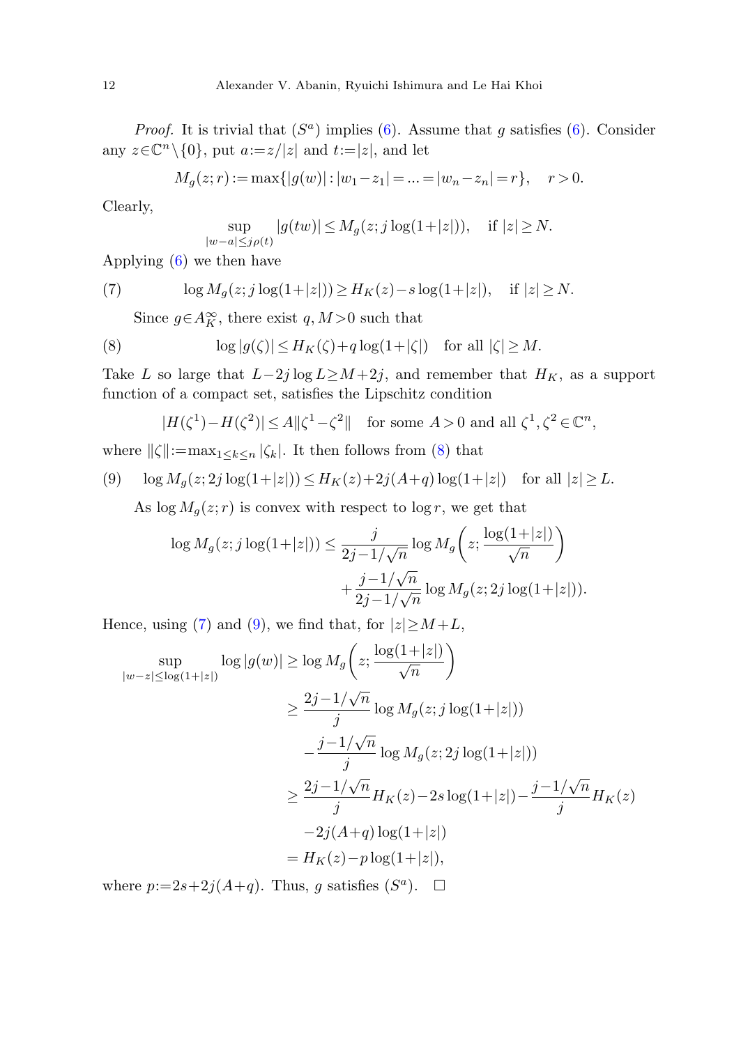*Proof.* It is trivial that $(S^a)$ implies (6). Assume that $g$ satisfies (6). Consider any $z \in \mathbb{C}^n \setminus \{0\}$, put $a := z/|z|$ and $t := |z|$, and let

$$M_g(z;r) := \max\{|g(w)| : |w_1 - z_1| = \ldots = |w_n - z_n| = r\}, \quad r > 0.$$

Clearly,

$$\sup_{|w-a| \le j\rho(t)} |g(tw)| \le M_g(z; j\log(1+|z|)), \quad \text{if } |z| \ge N.$$

Applying (6) we then have

$$\log M_g(z; j\log(1+|z|)) \ge H_K(z) - s\log(1+|z|), \quad \text{if } |z| \ge N. \tag{7}$$

Since $g \in A_K^\infty$, there exist $q, M > 0$ such that

$$\log|g(\zeta)| \le H_K(\zeta) + q\log(1+|\zeta|) \quad \text{for all } |\zeta| \ge M. \tag{8}$$

Take $L$ so large that $L - 2j\log L \ge M + 2j$, and remember that $H_K$, as a support function of a compact set, satisfies the Lipschitz condition

$$|H(\zeta^1) - H(\zeta^2)| \le A\|\zeta^1 - \zeta^2\| \quad \text{for some } A > 0 \text{ and all } \zeta^1, \zeta^2 \in \mathbb{C}^n,$$

where $\|\zeta\| := \max_{1 \le k \le n} |\zeta_k|$. It then follows from (8) that

$$\log M_g(z; 2j\log(1+|z|)) \le H_K(z) + 2j(A+q)\log(1+|z|) \quad \text{for all } |z| \ge L. \tag{9}$$

As $\log M_g(z;r)$ is convex with respect to $\log r$, we get that

$$\begin{aligned}\log M_g(z; j\log(1+|z|)) \le \; & \frac{j}{2j - 1/\sqrt{n}} \log M_g\left(z; \frac{\log(1+|z|)}{\sqrt{n}}\right) \\ & + \frac{j - 1/\sqrt{n}}{2j - 1/\sqrt{n}} \log M_g(z; 2j\log(1+|z|)).\end{aligned}$$

Hence, using (7) and (9), we find that, for $|z| \ge M + L$,

$$\begin{aligned}\sup_{|w-z| \le \log(1+|z|)} \log|g(w)| &\ge \log M_g\left(z; \frac{\log(1+|z|)}{\sqrt{n}}\right) \\ &\ge \frac{2j - 1/\sqrt{n}}{j} \log M_g(z; j\log(1+|z|)) \\ &\quad - \frac{j - 1/\sqrt{n}}{j} \log M_g(z; 2j\log(1+|z|)) \\ &\ge \frac{2j - 1/\sqrt{n}}{j} H_K(z) - 2s\log(1+|z|) - \frac{j - 1/\sqrt{n}}{j} H_K(z) \\ &\quad - 2j(A+q)\log(1+|z|) \\ &= H_K(z) - p\log(1+|z|),\end{aligned}$$

where $p := 2s + 2j(A+q)$. Thus, $g$ satisfies $(S^a)$. $\square$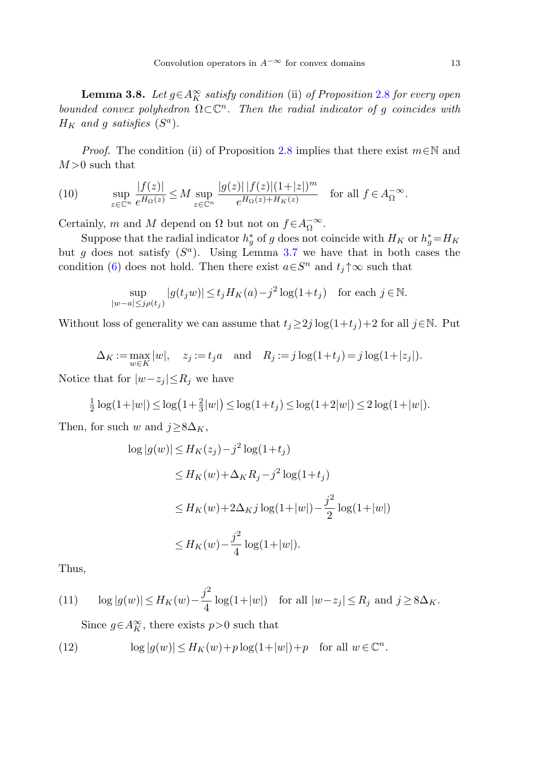**Lemma 3.8.** *Let $g\in A_K^\infty$ satisfy condition* (ii) *of Proposition 2.8 for every open bounded convex polyhedron $\Omega\subset\mathbb{C}^n$. Then the radial indicator of $g$ coincides with $H_K$ and $g$ satisfies $(S^a)$.*

*Proof.* The condition (ii) of Proposition 2.8 implies that there exist $m\in\mathbb{N}$ and $M>0$ such that

$$\sup_{z\in\mathbb{C}^n}\frac{|f(z)|}{e^{H_\Omega(z)}}\le M\sup_{z\in\mathbb{C}^n}\frac{|g(z)|\,|f(z)|(1+|z|)^m}{e^{H_\Omega(z)+H_K(z)}}\quad\text{for all } f\in A_\Omega^{-\infty}. \tag{10}$$

Certainly, $m$ and $M$ depend on $\Omega$ but not on $f\in A_\Omega^{-\infty}$.

Suppose that the radial indicator $h_g^*$ of $g$ does not coincide with $H_K$ or $h_g^*=H_K$ but $g$ does not satisfy $(S^a)$. Using Lemma 3.7 we have that in both cases the condition (6) does not hold. Then there exist $a\in S^n$ and $t_j\uparrow\infty$ such that

$$\sup_{|w-a|\le j\rho(t_j)}|g(t_jw)|\le t_jH_K(a)-j^2\log(1+t_j)\quad\text{for each } j\in\mathbb{N}.$$

Without loss of generality we can assume that $t_j\ge 2j\log(1+t_j)+2$ for all $j\in\mathbb{N}$. Put

$$\Delta_K:=\max_{w\in K}|w|,\quad z_j:=t_ja\quad\text{and}\quad R_j:=j\log(1+t_j)=j\log(1+|z_j|).$$

Notice that for $|w-z_j|\le R_j$ we have

$$\tfrac{1}{2}\log(1+|w|)\le\log\bigl(1+\tfrac{2}{3}|w|\bigr)\le\log(1+t_j)\le\log(1+2|w|)\le 2\log(1+|w|).$$

Then, for such $w$ and $j\ge 8\Delta_K$,

$$\begin{aligned}
\log|g(w)| &\le H_K(z_j)-j^2\log(1+t_j)\\
&\le H_K(w)+\Delta_KR_j-j^2\log(1+t_j)\\
&\le H_K(w)+2\Delta_Kj\log(1+|w|)-\frac{j^2}{2}\log(1+|w|)\\
&\le H_K(w)-\frac{j^2}{4}\log(1+|w|).
\end{aligned}$$

Thus,

$$\log|g(w)|\le H_K(w)-\frac{j^2}{4}\log(1+|w|)\quad\text{for all } |w-z_j|\le R_j \text{ and } j\ge 8\Delta_K. \tag{11}$$

Since $g\in A_K^\infty$, there exists $p>0$ such that

$$\log|g(w)|\le H_K(w)+p\log(1+|w|)+p\quad\text{for all } w\in\mathbb{C}^n. \tag{12}$$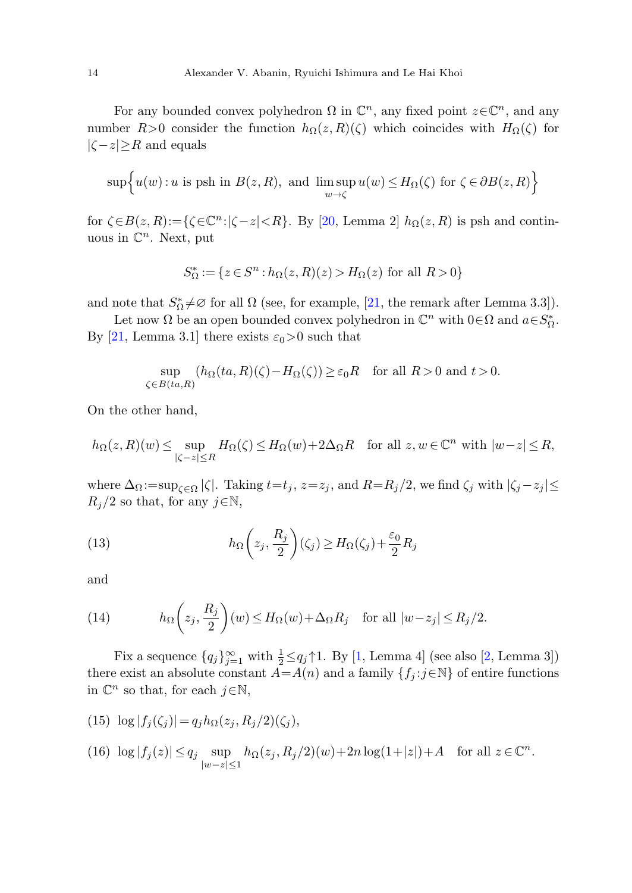For any bounded convex polyhedron $\Omega$ in $\mathbb{C}^n$, any fixed point $z\in\mathbb{C}^n$, and any number $R>0$ consider the function $h_\Omega(z,R)(\zeta)$ which coincides with $H_\Omega(\zeta)$ for $|\zeta-z|\geq R$ and equals

$$\sup\Big\{u(w) : u \text{ is psh in } B(z,R), \text{ and } \limsup_{w\to\zeta} u(w)\leq H_\Omega(\zeta) \text{ for } \zeta\in\partial B(z,R)\Big\}$$

for $\zeta\in B(z,R):=\{\zeta\in\mathbb{C}^n:|\zeta-z|<R\}$. By [20, Lemma 2] $h_\Omega(z,R)$ is psh and continuous in $\mathbb{C}^n$. Next, put

$$S_\Omega^* := \{z\in S^n : h_\Omega(z,R)(z) > H_\Omega(z) \text{ for all } R>0\}$$

and note that $S_\Omega^*\neq\varnothing$ for all $\Omega$ (see, for example, [21, the remark after Lemma 3.3]).

Let now $\Omega$ be an open bounded convex polyhedron in $\mathbb{C}^n$ with $0\in\Omega$ and $a\in S_\Omega^*$. By [21, Lemma 3.1] there exists $\varepsilon_0>0$ such that

$$\sup_{\zeta\in B(ta,R)} (h_\Omega(ta,R)(\zeta)-H_\Omega(\zeta))\geq \varepsilon_0 R \quad \text{for all } R>0 \text{ and } t>0.$$

On the other hand,

$$h_\Omega(z,R)(w)\leq \sup_{|\zeta-z|\leq R} H_\Omega(\zeta)\leq H_\Omega(w)+2\Delta_\Omega R \quad \text{for all } z,w\in\mathbb{C}^n \text{ with } |w-z|\leq R,$$

where $\Delta_\Omega:=\sup_{\zeta\in\Omega}|\zeta|$. Taking $t=t_j$, $z=z_j$, and $R=R_j/2$, we find $\zeta_j$ with $|\zeta_j-z_j|\leq R_j/2$ so that, for any $j\in\mathbb{N}$,

$$h_\Omega\bigg(z_j,\frac{R_j}{2}\bigg)(\zeta_j)\geq H_\Omega(\zeta_j)+\frac{\varepsilon_0}{2}R_j \tag{13}$$

and

$$h_\Omega\bigg(z_j,\frac{R_j}{2}\bigg)(w)\leq H_\Omega(w)+\Delta_\Omega R_j \quad \text{for all } |w-z_j|\leq R_j/2. \tag{14}$$

Fix a sequence $\{q_j\}_{j=1}^\infty$ with $\frac{1}{2}\leq q_j\uparrow 1$. By [1, Lemma 4] (see also [2, Lemma 3]) there exist an absolute constant $A=A(n)$ and a family $\{f_j:j\in\mathbb{N}\}$ of entire functions in $\mathbb{C}^n$ so that, for each $j\in\mathbb{N}$,

$$\log|f_j(\zeta_j)| = q_j h_\Omega(z_j,R_j/2)(\zeta_j), \tag{15}$$

$$\log|f_j(z)|\leq q_j \sup_{|w-z|\leq 1} h_\Omega(z_j,R_j/2)(w)+2n\log(1+|z|)+A \quad \text{for all } z\in\mathbb{C}^n. \tag{16}$$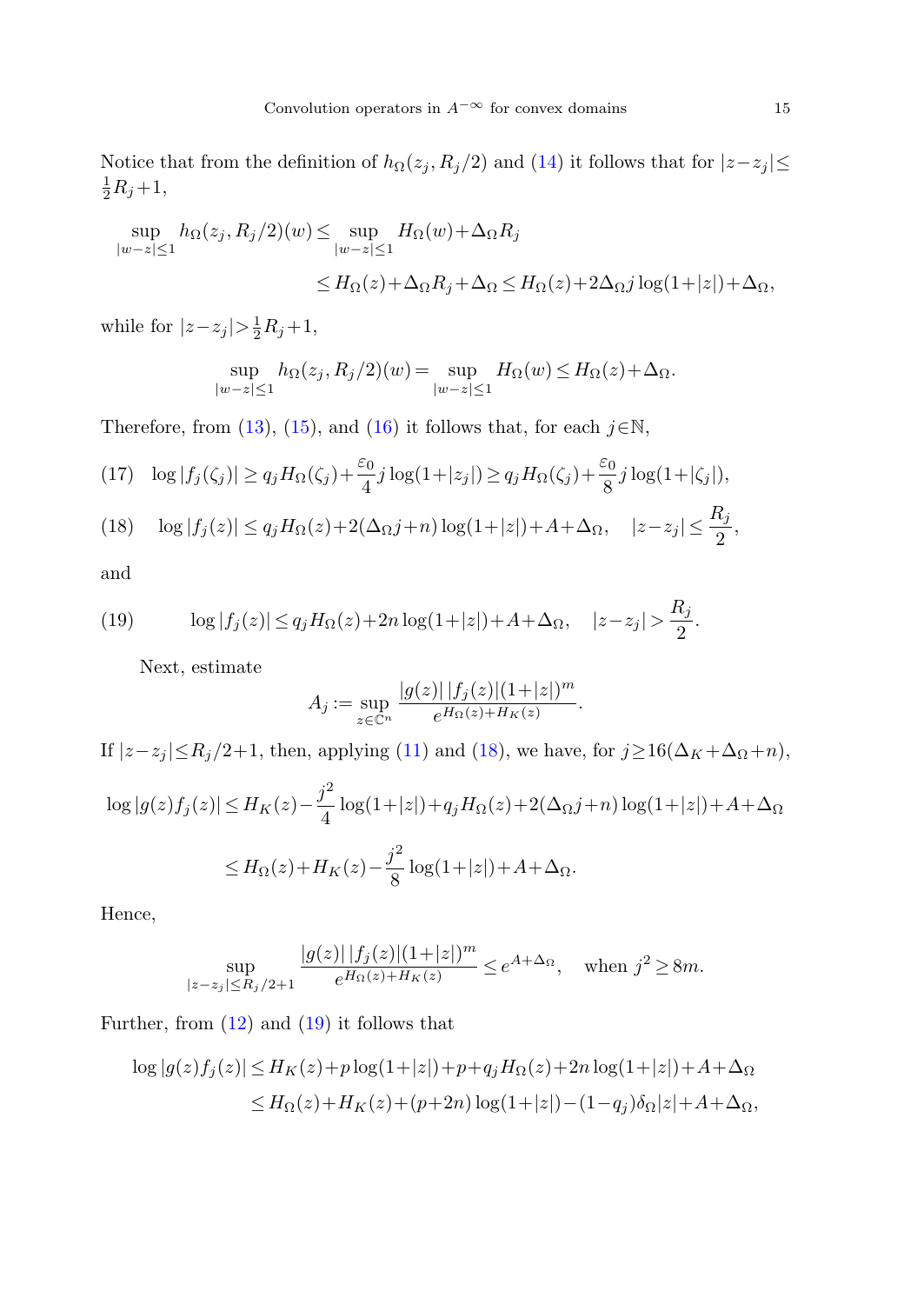Notice that from the definition of $h_\Omega(z_j, R_j/2)$ and (14) it follows that for $|z-z_j| \le \frac{1}{2}R_j+1$,

$$\sup_{|w-z|\le 1} h_\Omega(z_j, R_j/2)(w) \le \sup_{|w-z|\le 1} H_\Omega(w)+\Delta_\Omega R_j$$

$$\le H_\Omega(z)+\Delta_\Omega R_j+\Delta_\Omega \le H_\Omega(z)+2\Delta_\Omega j\log(1+|z|)+\Delta_\Omega,$$

while for $|z-z_j|>\frac{1}{2}R_j+1$,

$$\sup_{|w-z|\le 1} h_\Omega(z_j, R_j/2)(w) = \sup_{|w-z|\le 1} H_\Omega(w) \le H_\Omega(z)+\Delta_\Omega.$$

Therefore, from (13), (15), and (16) it follows that, for each $j\in\mathbb{N}$,

$$\log|f_j(\zeta_j)| \ge q_j H_\Omega(\zeta_j)+\frac{\varepsilon_0}{4} j\log(1+|z_j|) \ge q_j H_\Omega(\zeta_j)+\frac{\varepsilon_0}{8} j\log(1+|\zeta_j|), \tag{17}$$

$$\log|f_j(z)| \le q_j H_\Omega(z)+2(\Delta_\Omega j+n)\log(1+|z|)+A+\Delta_\Omega, \quad |z-z_j| \le \frac{R_j}{2}, \tag{18}$$

and

$$\log|f_j(z)| \le q_j H_\Omega(z)+2n\log(1+|z|)+A+\Delta_\Omega, \quad |z-z_j| > \frac{R_j}{2}. \tag{19}$$

Next, estimate

$$A_j := \sup_{z\in\mathbb{C}^n} \frac{|g(z)|\,|f_j(z)|(1+|z|)^m}{e^{H_\Omega(z)+H_K(z)}}.$$

If $|z-z_j|\le R_j/2+1$, then, applying (11) and (18), we have, for $j\ge 16(\Delta_K+\Delta_\Omega+n)$,

$$\log|g(z)f_j(z)| \le H_K(z)-\frac{j^2}{4}\log(1+|z|)+q_j H_\Omega(z)+2(\Delta_\Omega j+n)\log(1+|z|)+A+\Delta_\Omega$$

$$\le H_\Omega(z)+H_K(z)-\frac{j^2}{8}\log(1+|z|)+A+\Delta_\Omega.$$

Hence,

$$\sup_{|z-z_j|\le R_j/2+1} \frac{|g(z)|\,|f_j(z)|(1+|z|)^m}{e^{H_\Omega(z)+H_K(z)}} \le e^{A+\Delta_\Omega}, \quad \text{when } j^2\ge 8m.$$

Further, from (12) and (19) it follows that

$$\log|g(z)f_j(z)| \le H_K(z)+p\log(1+|z|)+p+q_j H_\Omega(z)+2n\log(1+|z|)+A+\Delta_\Omega$$

$$\le H_\Omega(z)+H_K(z)+(p+2n)\log(1+|z|)-(1-q_j)\delta_\Omega|z|+A+\Delta_\Omega,$$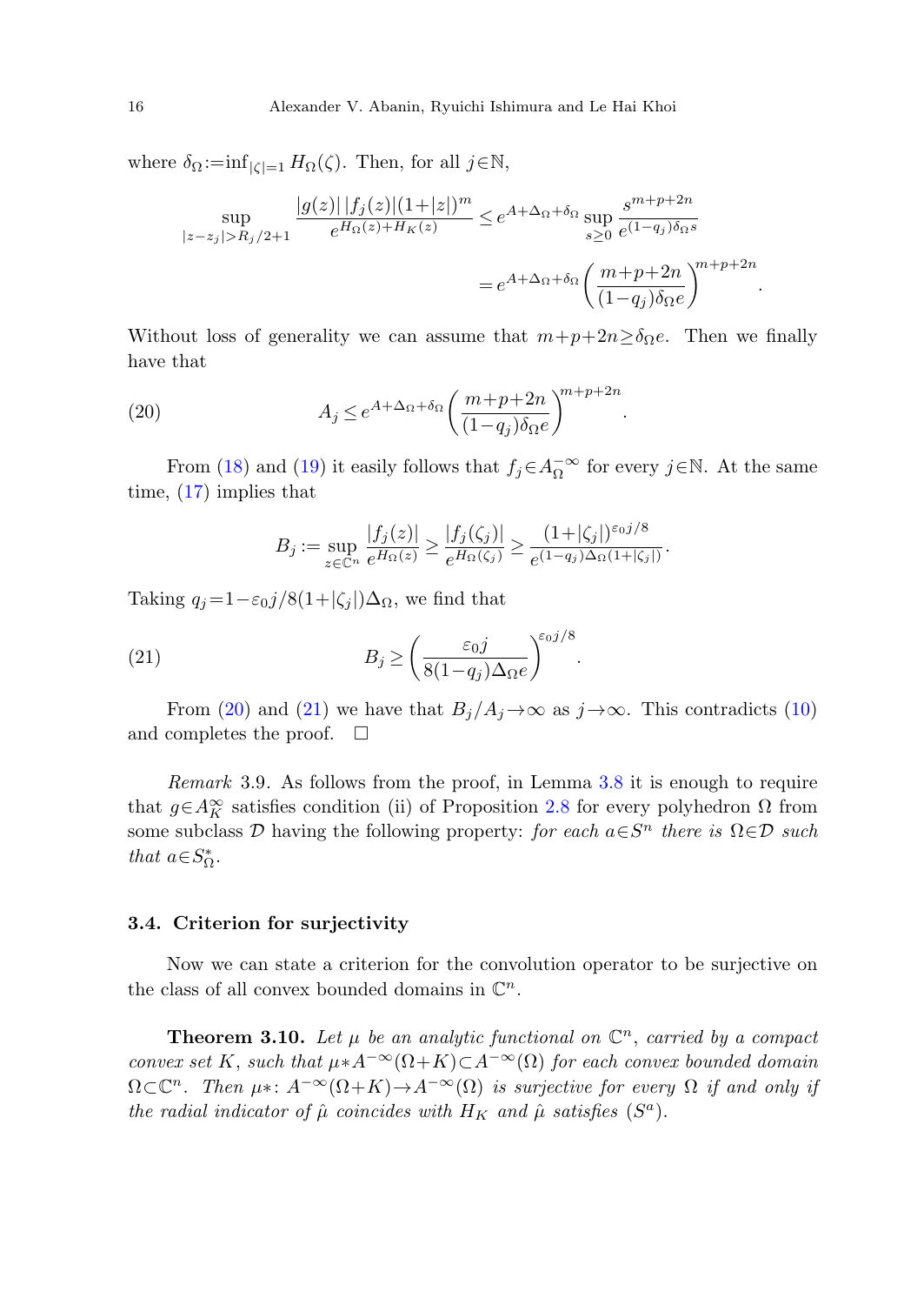where $\delta_\Omega := \inf_{|\zeta|=1} H_\Omega(\zeta)$. Then, for all $j\in\mathbb{N}$,

$$\sup_{|z-z_j|>R_j/2+1} \frac{|g(z)|\,|f_j(z)|(1+|z|)^m}{e^{H_\Omega(z)+H_K(z)}} \le e^{A+\Delta_\Omega+\delta_\Omega} \sup_{s\ge 0} \frac{s^{m+p+2n}}{e^{(1-q_j)\delta_\Omega s}}$$

$$= e^{A+\Delta_\Omega+\delta_\Omega}\left(\frac{m+p+2n}{(1-q_j)\delta_\Omega e}\right)^{m+p+2n}.$$

Without loss of generality we can assume that $m+p+2n \ge \delta_\Omega e$. Then we finally have that

$$A_j \le e^{A+\Delta_\Omega+\delta_\Omega}\left(\frac{m+p+2n}{(1-q_j)\delta_\Omega e}\right)^{m+p+2n}. \tag{20}$$

From (18) and (19) it easily follows that $f_j \in A_\Omega^{-\infty}$ for every $j\in\mathbb{N}$. At the same time, (17) implies that

$$B_j := \sup_{z\in\mathbb{C}^n} \frac{|f_j(z)|}{e^{H_\Omega(z)}} \ge \frac{|f_j(\zeta_j)|}{e^{H_\Omega(\zeta_j)}} \ge \frac{(1+|\zeta_j|)^{\varepsilon_0 j/8}}{e^{(1-q_j)\Delta_\Omega(1+|\zeta_j|)}}.$$

Taking $q_j = 1-\varepsilon_0 j/8(1+|\zeta_j|)\Delta_\Omega$, we find that

$$B_j \ge \left(\frac{\varepsilon_0 j}{8(1-q_j)\Delta_\Omega e}\right)^{\varepsilon_0 j/8}. \tag{21}$$

From (20) and (21) we have that $B_j/A_j \to \infty$ as $j\to\infty$. This contradicts (10) and completes the proof. $\square$

*Remark* 3.9. As follows from the proof, in Lemma 3.8 it is enough to require that $g\in A_K^\infty$ satisfies condition (ii) of Proposition 2.8 for every polyhedron $\Omega$ from some subclass $\mathcal{D}$ having the following property: *for each $a\in S^n$ there is $\Omega\in\mathcal{D}$ such that $a\in S_\Omega^*$.*

### 3.4. Criterion for surjectivity

Now we can state a criterion for the convolution operator to be surjective on the class of all convex bounded domains in $\mathbb{C}^n$.

**Theorem 3.10.** *Let $\mu$ be an analytic functional on $\mathbb{C}^n$, carried by a compact convex set $K$, such that $\mu * A^{-\infty}(\Omega+K) \subset A^{-\infty}(\Omega)$ for each convex bounded domain $\Omega\subset\mathbb{C}^n$. Then $\mu*\colon A^{-\infty}(\Omega+K)\to A^{-\infty}(\Omega)$ is surjective for every $\Omega$ if and only if the radial indicator of $\hat\mu$ coincides with $H_K$ and $\hat\mu$ satisfies $(S^a)$.*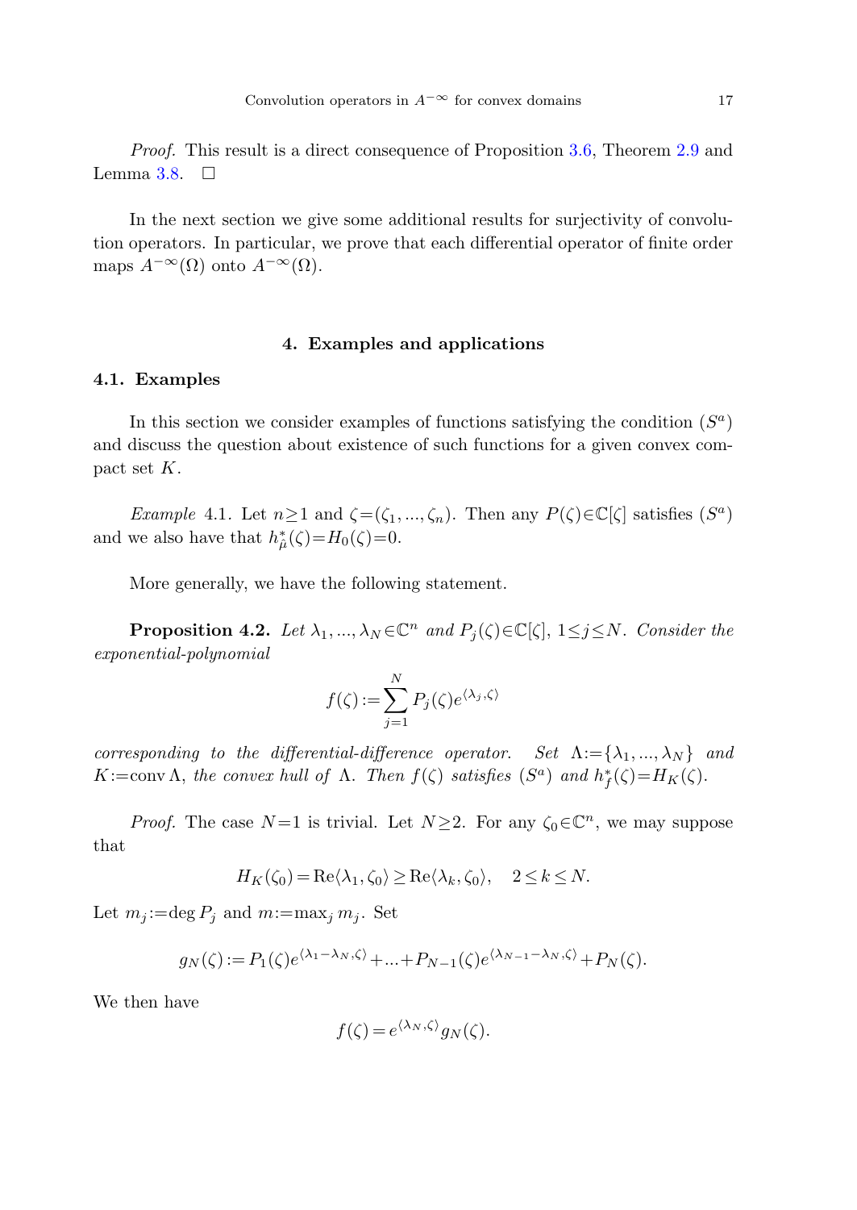*Proof.* This result is a direct consequence of Proposition 3.6, Theorem 2.9 and Lemma 3.8. □

In the next section we give some additional results for surjectivity of convolution operators. In particular, we prove that each differential operator of finite order maps $A^{-\infty}(\Omega)$ onto $A^{-\infty}(\Omega)$.

## 4. Examples and applications

### 4.1. Examples

In this section we consider examples of functions satisfying the condition $(S^a)$ and discuss the question about existence of such functions for a given convex compact set $K$.

*Example* 4.1. Let $n\geq 1$ and $\zeta=(\zeta_1,...,\zeta_n)$. Then any $P(\zeta)\in\mathbb{C}[\zeta]$ satisfies $(S^a)$ and we also have that $h^*_{\hat{\mu}}(\zeta)=H_0(\zeta)=0$.

More generally, we have the following statement.

**Proposition 4.2.** *Let $\lambda_1,...,\lambda_N\in\mathbb{C}^n$ and $P_j(\zeta)\in\mathbb{C}[\zeta]$, $1\leq j\leq N$. Consider the exponential-polynomial*

$$f(\zeta):=\sum_{j=1}^{N}P_j(\zeta)e^{\langle\lambda_j,\zeta\rangle}$$

*corresponding to the differential-difference operator. Set $\Lambda:=\{\lambda_1,...,\lambda_N\}$ and $K:=\operatorname{conv}\Lambda$, the convex hull of $\Lambda$. Then $f(\zeta)$ satisfies $(S^a)$ and $h^*_f(\zeta)=H_K(\zeta)$.*

*Proof.* The case $N=1$ is trivial. Let $N\geq 2$. For any $\zeta_0\in\mathbb{C}^n$, we may suppose that

$$H_K(\zeta_0)=\operatorname{Re}\langle\lambda_1,\zeta_0\rangle\geq\operatorname{Re}\langle\lambda_k,\zeta_0\rangle,\quad 2\leq k\leq N.$$

Let $m_j:=\deg P_j$ and $m:=\max_j m_j$. Set

$$g_N(\zeta):=P_1(\zeta)e^{\langle\lambda_1-\lambda_N,\zeta\rangle}+...+P_{N-1}(\zeta)e^{\langle\lambda_{N-1}-\lambda_N,\zeta\rangle}+P_N(\zeta).$$

We then have

$$f(\zeta)=e^{\langle\lambda_N,\zeta\rangle}g_N(\zeta).$$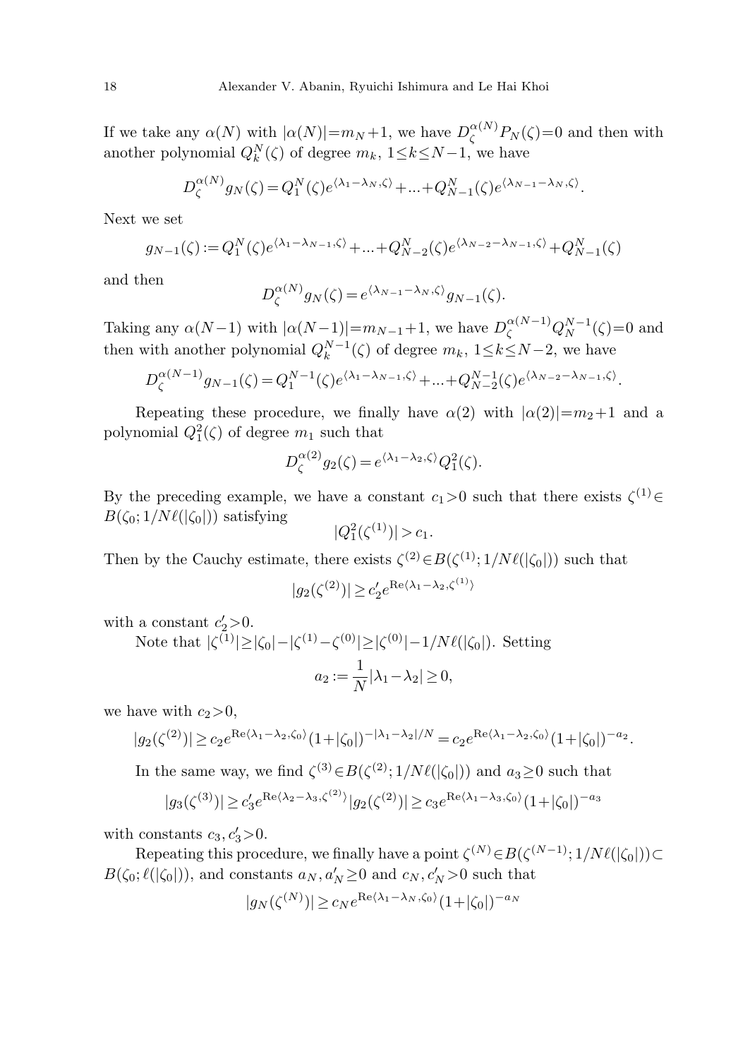If we take any $\alpha(N)$ with $|\alpha(N)|=m_N+1$, we have $D_\zeta^{\alpha(N)}P_N(\zeta)=0$ and then with another polynomial $Q_k^N(\zeta)$ of degree $m_k$, $1\le k\le N-1$, we have

$$D_\zeta^{\alpha(N)}g_N(\zeta)=Q_1^N(\zeta)e^{\langle\lambda_1-\lambda_N,\zeta\rangle}+\ldots+Q_{N-1}^N(\zeta)e^{\langle\lambda_{N-1}-\lambda_N,\zeta\rangle}.$$

Next we set

$$g_{N-1}(\zeta):=Q_1^N(\zeta)e^{\langle\lambda_1-\lambda_{N-1},\zeta\rangle}+\ldots+Q_{N-2}^N(\zeta)e^{\langle\lambda_{N-2}-\lambda_{N-1},\zeta\rangle}+Q_{N-1}^N(\zeta)$$

and then

$$D_\zeta^{\alpha(N)}g_N(\zeta)=e^{\langle\lambda_{N-1}-\lambda_N,\zeta\rangle}g_{N-1}(\zeta).$$

Taking any $\alpha(N-1)$ with $|\alpha(N-1)|=m_{N-1}+1$, we have $D_\zeta^{\alpha(N-1)}Q_N^{N-1}(\zeta)=0$ and then with another polynomial $Q_k^{N-1}(\zeta)$ of degree $m_k$, $1\le k\le N-2$, we have

$$D_\zeta^{\alpha(N-1)}g_{N-1}(\zeta)=Q_1^{N-1}(\zeta)e^{\langle\lambda_1-\lambda_{N-1},\zeta\rangle}+\ldots+Q_{N-2}^{N-1}(\zeta)e^{\langle\lambda_{N-2}-\lambda_{N-1},\zeta\rangle}.$$

Repeating these procedure, we finally have $\alpha(2)$ with $|\alpha(2)|=m_2+1$ and a polynomial $Q_1^2(\zeta)$ of degree $m_1$ such that

$$D_\zeta^{\alpha(2)}g_2(\zeta)=e^{\langle\lambda_1-\lambda_2,\zeta\rangle}Q_1^2(\zeta).$$

By the preceding example, we have a constant $c_1>0$ such that there exists $\zeta^{(1)}\in B(\zeta_0;1/N\ell(|\zeta_0|))$ satisfying

$$|Q_1^2(\zeta^{(1)})|>c_1.$$

Then by the Cauchy estimate, there exists $\zeta^{(2)}\in B(\zeta^{(1)};1/N\ell(|\zeta_0|))$ such that

$$|g_2(\zeta^{(2)})|\ge c_2' e^{\mathrm{Re}\langle\lambda_1-\lambda_2,\zeta^{(1)}\rangle}$$

with a constant $c_2'>0$.

Note that $|\zeta^{(1)}|\ge|\zeta_0|-|\zeta^{(1)}-\zeta^{(0)}|\ge|\zeta^{(0)}|-1/N\ell(|\zeta_0|)$. Setting

$$a_2:=\frac{1}{N}|\lambda_1-\lambda_2|\ge 0,$$

we have with $c_2>0$,

$$|g_2(\zeta^{(2)})|\ge c_2 e^{\mathrm{Re}\langle\lambda_1-\lambda_2,\zeta_0\rangle}(1+|\zeta_0|)^{-|\lambda_1-\lambda_2|/N}=c_2 e^{\mathrm{Re}\langle\lambda_1-\lambda_2,\zeta_0\rangle}(1+|\zeta_0|)^{-a_2}.$$

In the same way, we find $\zeta^{(3)}\in B(\zeta^{(2)};1/N\ell(|\zeta_0|))$ and $a_3\ge 0$ such that

$$|g_3(\zeta^{(3)})|\ge c_3' e^{\mathrm{Re}\langle\lambda_2-\lambda_3,\zeta^{(2)}\rangle}|g_2(\zeta^{(2)})|\ge c_3 e^{\mathrm{Re}\langle\lambda_1-\lambda_3,\zeta_0\rangle}(1+|\zeta_0|)^{-a_3}$$

with constants $c_3, c_3'>0$.

Repeating this procedure, we finally have a point $\zeta^{(N)}\in B(\zeta^{(N-1)};1/N\ell(|\zeta_0|))\subset B(\zeta_0;\ell(|\zeta_0|))$, and constants $a_N, a_N'\ge 0$ and $c_N, c_N'>0$ such that

$$|g_N(\zeta^{(N)})|\ge c_N e^{\mathrm{Re}\langle\lambda_1-\lambda_N,\zeta_0\rangle}(1+|\zeta_0|)^{-a_N}$$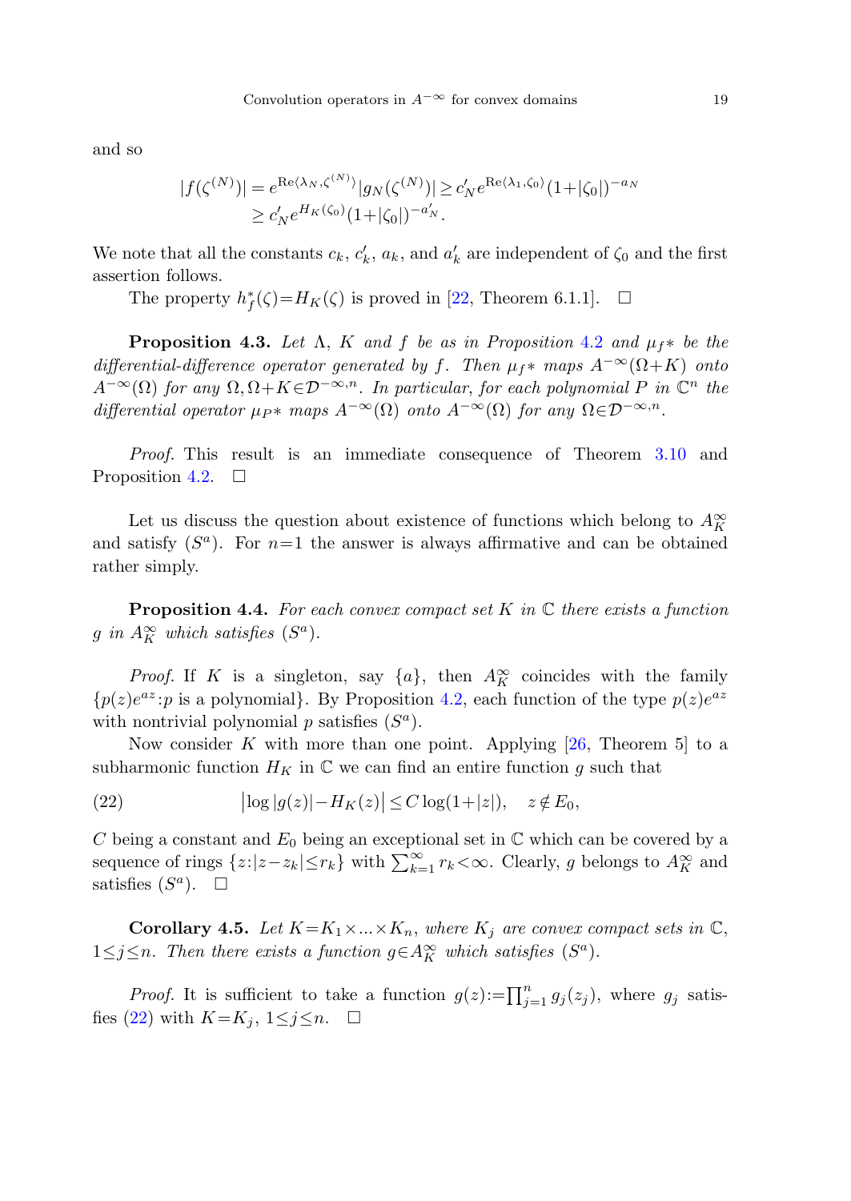and so

$$|f(\zeta^{(N)})| = e^{\mathrm{Re}\langle\lambda_N,\zeta^{(N)}\rangle}|g_N(\zeta^{(N)})| \ge c'_N e^{\mathrm{Re}\langle\lambda_1,\zeta_0\rangle}(1+|\zeta_0|)^{-a_N}$$
$$\ge c'_N e^{H_K(\zeta_0)}(1+|\zeta_0|)^{-a'_N}.$$

We note that all the constants $c_k$, $c'_k$, $a_k$, and $a'_k$ are independent of $\zeta_0$ and the first assertion follows.

The property $h^*_f(\zeta)=H_K(\zeta)$ is proved in [22, Theorem 6.1.1]. $\square$

**Proposition 4.3.** *Let $\Lambda$, $K$ and $f$ be as in Proposition 4.2 and $\mu_f*$ be the differential-difference operator generated by $f$. Then $\mu_f*$ maps $A^{-\infty}(\Omega+K)$ onto $A^{-\infty}(\Omega)$ for any $\Omega,\Omega+K\in\mathcal{D}^{-\infty,n}$. In particular, for each polynomial $P$ in $\mathbb{C}^n$ the differential operator $\mu_P*$ maps $A^{-\infty}(\Omega)$ onto $A^{-\infty}(\Omega)$ for any $\Omega\in\mathcal{D}^{-\infty,n}$.*

*Proof.* This result is an immediate consequence of Theorem 3.10 and Proposition 4.2. $\square$

Let us discuss the question about existence of functions which belong to $A^\infty_K$ and satisfy $(S^a)$. For $n=1$ the answer is always affirmative and can be obtained rather simply.

**Proposition 4.4.** *For each convex compact set $K$ in $\mathbb{C}$ there exists a function $g$ in $A^\infty_K$ which satisfies $(S^a)$.*

*Proof.* If $K$ is a singleton, say $\{a\}$, then $A^\infty_K$ coincides with the family $\{p(z)e^{az}:p \text{ is a polynomial}\}$. By Proposition 4.2, each function of the type $p(z)e^{az}$ with nontrivial polynomial $p$ satisfies $(S^a)$.

Now consider $K$ with more than one point. Applying [26, Theorem 5] to a subharmonic function $H_K$ in $\mathbb{C}$ we can find an entire function $g$ such that

$$\big|\log|g(z)|-H_K(z)\big| \le C\log(1+|z|), \quad z\notin E_0, \tag{22}$$

$C$ being a constant and $E_0$ being an exceptional set in $\mathbb{C}$ which can be covered by a sequence of rings $\{z:|z-z_k|\le r_k\}$ with $\sum_{k=1}^\infty r_k<\infty$. Clearly, $g$ belongs to $A^\infty_K$ and satisfies $(S^a)$. $\square$

**Corollary 4.5.** *Let $K=K_1\times\ldots\times K_n$, where $K_j$ are convex compact sets in $\mathbb{C}$, $1\le j\le n$. Then there exists a function $g\in A^\infty_K$ which satisfies $(S^a)$.*

*Proof.* It is sufficient to take a function $g(z):=\prod_{j=1}^n g_j(z_j)$, where $g_j$ satisfies (22) with $K=K_j$, $1\le j\le n$. $\square$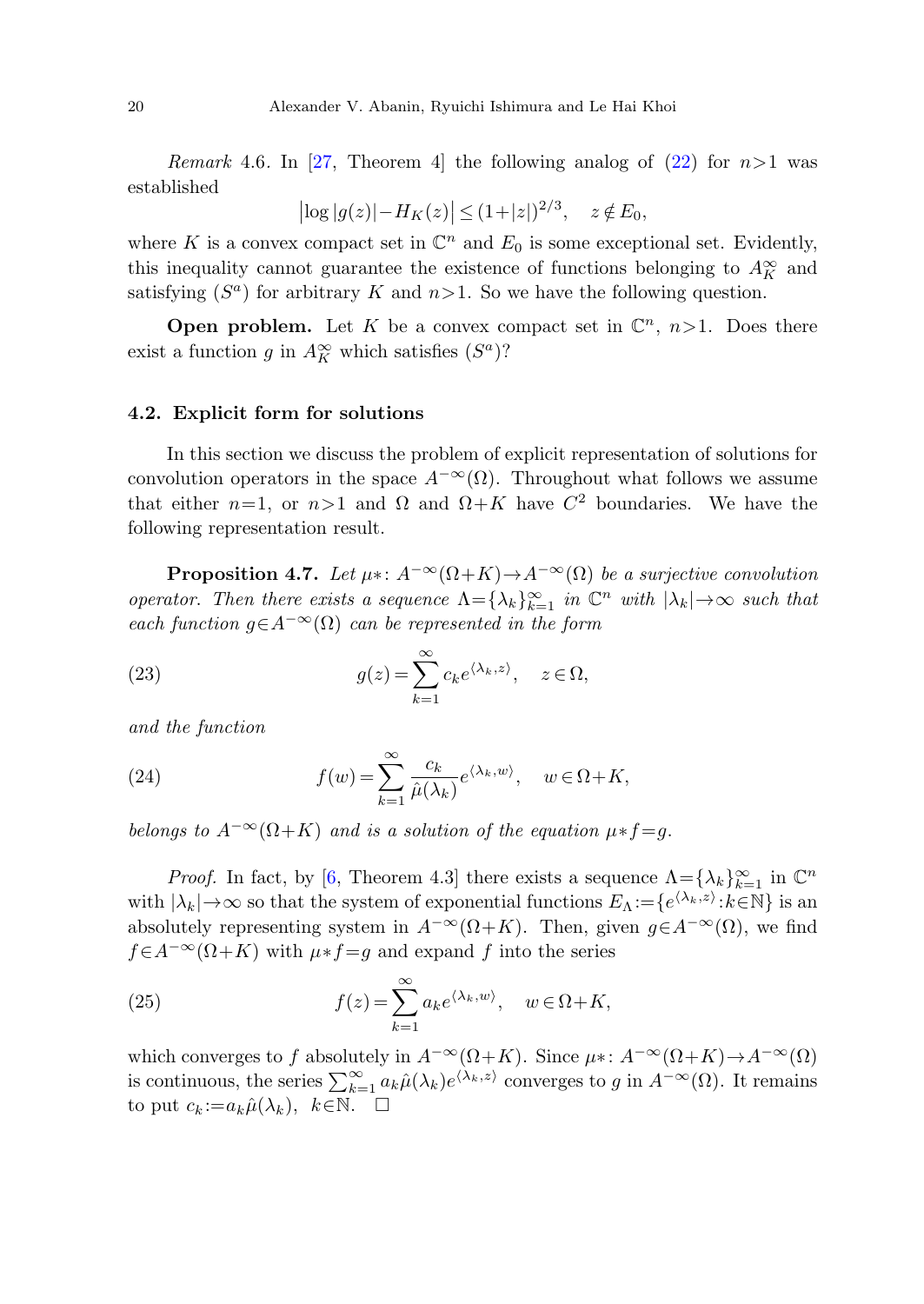*Remark* 4.6. In [27, Theorem 4] the following analog of (22) for $n>1$ was established

$$\big|\log|g(z)|-H_K(z)\big|\le(1+|z|)^{2/3},\quad z\notin E_0,$$

where $K$ is a convex compact set in $\mathbb{C}^n$ and $E_0$ is some exceptional set. Evidently, this inequality cannot guarantee the existence of functions belonging to $A_K^\infty$ and satisfying $(S^a)$ for arbitrary $K$ and $n>1$. So we have the following question.

**Open problem.** Let $K$ be a convex compact set in $\mathbb{C}^n$, $n>1$. Does there exist a function $g$ in $A_K^\infty$ which satisfies $(S^a)$?

### 4.2. Explicit form for solutions

In this section we discuss the problem of explicit representation of solutions for convolution operators in the space $A^{-\infty}(\Omega)$. Throughout what follows we assume that either $n=1$, or $n>1$ and $\Omega$ and $\Omega+K$ have $C^2$ boundaries. We have the following representation result.

**Proposition 4.7.** *Let $\mu*\colon A^{-\infty}(\Omega+K)\to A^{-\infty}(\Omega)$ be a surjective convolution operator. Then there exists a sequence $\Lambda=\{\lambda_k\}_{k=1}^\infty$ in $\mathbb{C}^n$ with $|\lambda_k|\to\infty$ such that each function $g\in A^{-\infty}(\Omega)$ can be represented in the form*

$$g(z)=\sum_{k=1}^\infty c_k e^{\langle\lambda_k,z\rangle},\quad z\in\Omega, \tag{23}$$

*and the function*

$$f(w)=\sum_{k=1}^\infty \frac{c_k}{\hat\mu(\lambda_k)}e^{\langle\lambda_k,w\rangle},\quad w\in\Omega+K, \tag{24}$$

*belongs to $A^{-\infty}(\Omega+K)$ and is a solution of the equation $\mu*f=g$.*

*Proof.* In fact, by [6, Theorem 4.3] there exists a sequence $\Lambda=\{\lambda_k\}_{k=1}^\infty$ in $\mathbb{C}^n$ with $|\lambda_k|\to\infty$ so that the system of exponential functions $E_\Lambda:=\{e^{\langle\lambda_k,z\rangle}:k\in\mathbb{N}\}$ is an absolutely representing system in $A^{-\infty}(\Omega+K)$. Then, given $g\in A^{-\infty}(\Omega)$, we find $f\in A^{-\infty}(\Omega+K)$ with $\mu*f=g$ and expand $f$ into the series

$$f(z)=\sum_{k=1}^\infty a_k e^{\langle\lambda_k,w\rangle},\quad w\in\Omega+K, \tag{25}$$

which converges to $f$ absolutely in $A^{-\infty}(\Omega+K)$. Since $\mu*\colon A^{-\infty}(\Omega+K)\to A^{-\infty}(\Omega)$ is continuous, the series $\sum_{k=1}^\infty a_k\hat\mu(\lambda_k)e^{\langle\lambda_k,z\rangle}$ converges to $g$ in $A^{-\infty}(\Omega)$. It remains to put $c_k:=a_k\hat\mu(\lambda_k)$, $k\in\mathbb{N}$. $\square$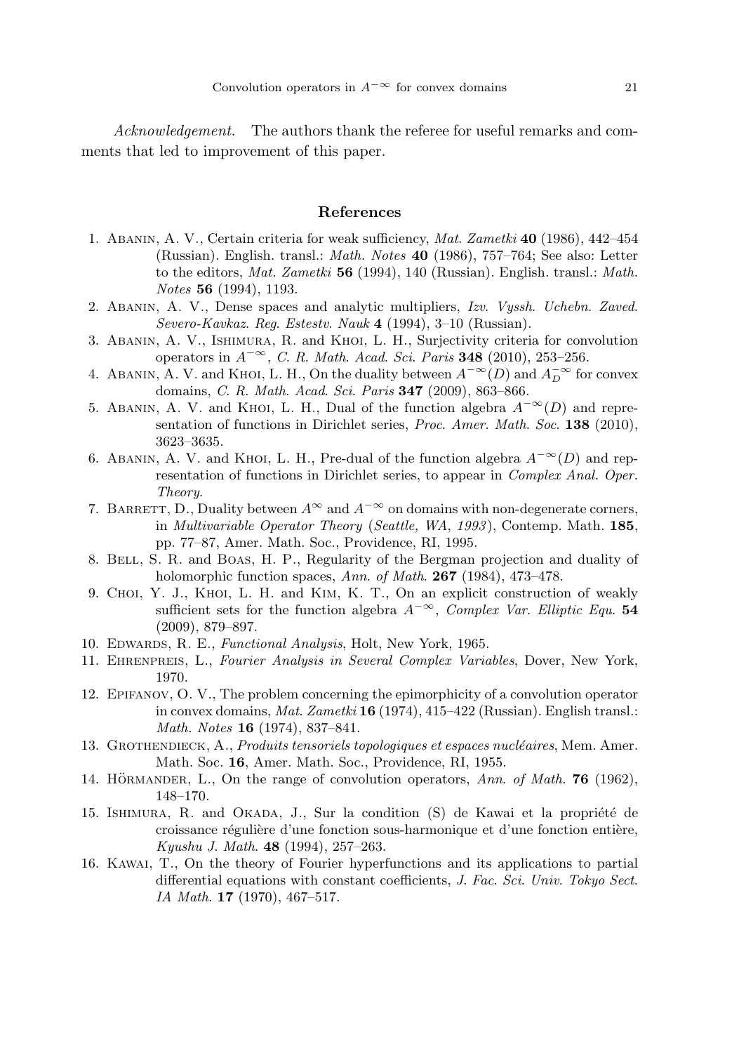*Acknowledgement.* The authors thank the referee for useful remarks and comments that led to improvement of this paper.

## References

1. Abanin, A. V., Certain criteria for weak sufficiency, *Mat. Zametki* **40** (1986), 442–454 (Russian). English. transl.: *Math. Notes* **40** (1986), 757–764; See also: Letter to the editors, *Mat. Zametki* **56** (1994), 140 (Russian). English. transl.: *Math. Notes* **56** (1994), 1193.
2. Abanin, A. V., Dense spaces and analytic multipliers, *Izv. Vyssh. Uchebn. Zaved. Severo-Kavkaz. Reg. Estestv. Nauk* **4** (1994), 3–10 (Russian).
3. Abanin, A. V., Ishimura, R. and Khoi, L. H., Surjectivity criteria for convolution operators in $A^{-\infty}$, *C. R. Math. Acad. Sci. Paris* **348** (2010), 253–256.
4. Abanin, A. V. and Khoi, L. H., On the duality between $A^{-\infty}(D)$ and $A_D^{-\infty}$ for convex domains, *C. R. Math. Acad. Sci. Paris* **347** (2009), 863–866.
5. Abanin, A. V. and Khoi, L. H., Dual of the function algebra $A^{-\infty}(D)$ and representation of functions in Dirichlet series, *Proc. Amer. Math. Soc.* **138** (2010), 3623–3635.
6. Abanin, A. V. and Khoi, L. H., Pre-dual of the function algebra $A^{-\infty}(D)$ and representation of functions in Dirichlet series, to appear in *Complex Anal. Oper. Theory*.
7. Barrett, D., Duality between $A^{\infty}$ and $A^{-\infty}$ on domains with non-degenerate corners, in *Multivariable Operator Theory* (*Seattle, WA, 1993*), Contemp. Math. **185**, pp. 77–87, Amer. Math. Soc., Providence, RI, 1995.
8. Bell, S. R. and Boas, H. P., Regularity of the Bergman projection and duality of holomorphic function spaces, *Ann. of Math.* **267** (1984), 473–478.
9. Choi, Y. J., Khoi, L. H. and Kim, K. T., On an explicit construction of weakly sufficient sets for the function algebra $A^{-\infty}$, *Complex Var. Elliptic Equ.* **54** (2009), 879–897.
10. Edwards, R. E., *Functional Analysis*, Holt, New York, 1965.
11. Ehrenpreis, L., *Fourier Analysis in Several Complex Variables*, Dover, New York, 1970.
12. Epifanov, O. V., The problem concerning the epimorphicity of a convolution operator in convex domains, *Mat. Zametki* **16** (1974), 415–422 (Russian). English transl.: *Math. Notes* **16** (1974), 837–841.
13. Grothendieck, A., *Produits tensoriels topologiques et espaces nucléaires*, Mem. Amer. Math. Soc. **16**, Amer. Math. Soc., Providence, RI, 1955.
14. Hörmander, L., On the range of convolution operators, *Ann. of Math.* **76** (1962), 148–170.
15. Ishimura, R. and Okada, J., Sur la condition (S) de Kawai et la propriété de croissance régulière d'une fonction sous-harmonique et d'une fonction entière, *Kyushu J. Math.* **48** (1994), 257–263.
16. Kawai, T., On the theory of Fourier hyperfunctions and its applications to partial differential equations with constant coefficients, *J. Fac. Sci. Univ. Tokyo Sect. IA Math.* **17** (1970), 467–517.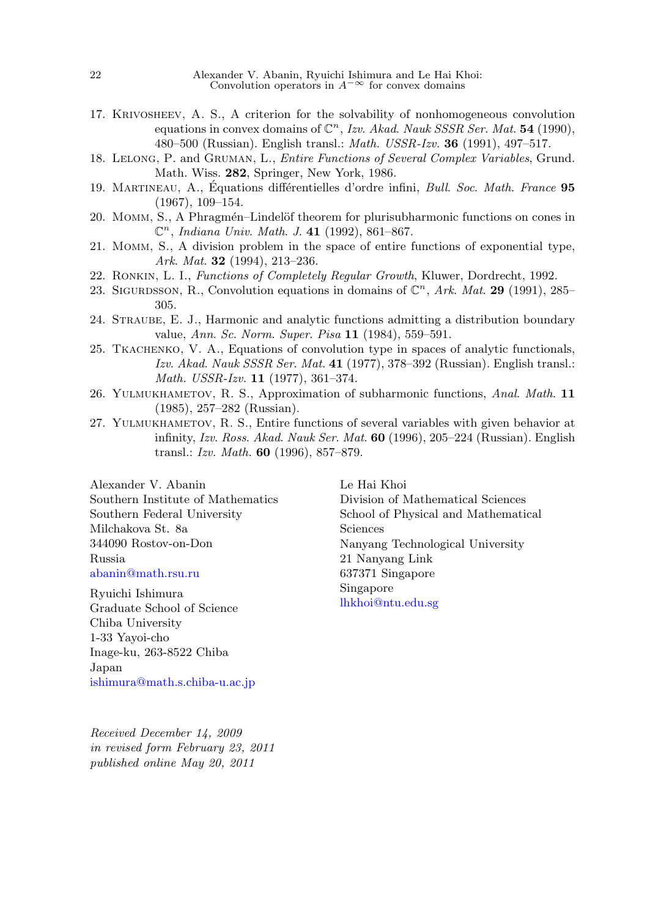17. Krivosheev, A. S., A criterion for the solvability of nonhomogeneous convolution equations in convex domains of $\mathbb{C}^n$, *Izv. Akad. Nauk SSSR Ser. Mat.* **54** (1990), 480–500 (Russian). English transl.: *Math. USSR-Izv.* **36** (1991), 497–517.
18. Lelong, P. and Gruman, L., *Entire Functions of Several Complex Variables*, Grund. Math. Wiss. **282**, Springer, New York, 1986.
19. Martineau, A., Équations différentielles d'ordre infini, *Bull. Soc. Math. France* **95** (1967), 109–154.
20. Momm, S., A Phragmén–Lindelöf theorem for plurisubharmonic functions on cones in $\mathbb{C}^n$, *Indiana Univ. Math. J.* **41** (1992), 861–867.
21. Momm, S., A division problem in the space of entire functions of exponential type, *Ark. Mat.* **32** (1994), 213–236.
22. Ronkin, L. I., *Functions of Completely Regular Growth*, Kluwer, Dordrecht, 1992.
23. Sigurdsson, R., Convolution equations in domains of $\mathbb{C}^n$, *Ark. Mat.* **29** (1991), 285–305.
24. Straube, E. J., Harmonic and analytic functions admitting a distribution boundary value, *Ann. Sc. Norm. Super. Pisa* **11** (1984), 559–591.
25. Tkachenko, V. A., Equations of convolution type in spaces of analytic functionals, *Izv. Akad. Nauk SSSR Ser. Mat.* **41** (1977), 378–392 (Russian). English transl.: *Math. USSR-Izv.* **11** (1977), 361–374.
26. Yulmukhametov, R. S., Approximation of subharmonic functions, *Anal. Math.* **11** (1985), 257–282 (Russian).
27. Yulmukhametov, R. S., Entire functions of several variables with given behavior at infinity, *Izv. Ross. Akad. Nauk Ser. Mat.* **60** (1996), 205–224 (Russian). English transl.: *Izv. Math.* **60** (1996), 857–879.

Alexander V. Abanin
Southern Institute of Mathematics
Southern Federal University
Milchakova St. 8a
344090 Rostov-on-Don
Russia
abanin@math.rsu.ru

Ryuichi Ishimura
Graduate School of Science
Chiba University
1-33 Yayoi-cho
Inage-ku, 263-8522 Chiba
Japan
ishimura@math.s.chiba-u.ac.jp

Le Hai Khoi
Division of Mathematical Sciences
School of Physical and Mathematical Sciences
Nanyang Technological University
21 Nanyang Link
637371 Singapore
Singapore
lhkhoi@ntu.edu.sg

*Received December 14, 2009*
*in revised form February 23, 2011*
*published online May 20, 2011*